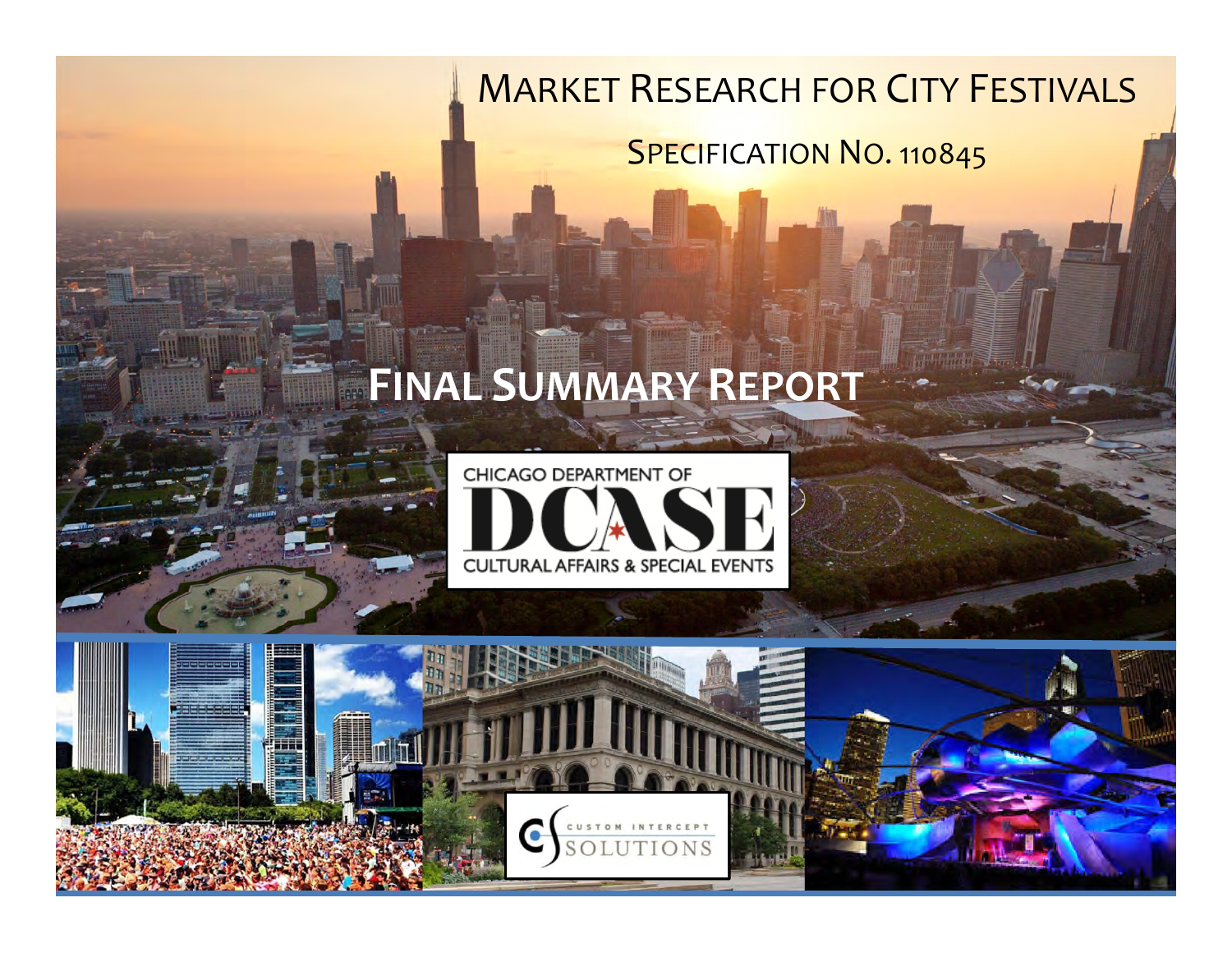# Market Research for City Festivals

## Specification No. 110845

# Final Summary Report

CHICAGO DEPARTMENT OF DCASE CULTURAL AFFAIRS & SPECIAL EVENTS

CUSTOM INTERCEPT SOLUTIONS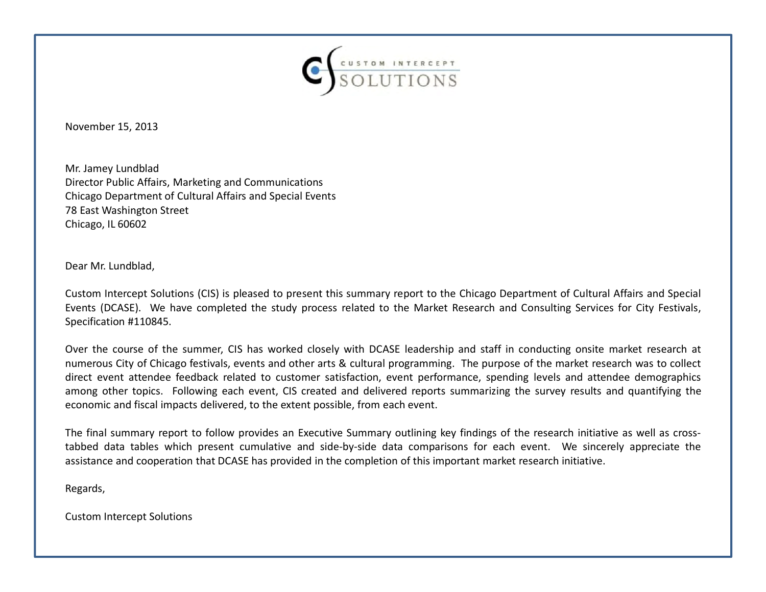CUSTOM INTERCEPT SOLUTIONS

November 15, 2013

Mr. Jamey Lundblad  
Director Public Affairs, Marketing and Communications  
Chicago Department of Cultural Affairs and Special Events  
78 East Washington Street  
Chicago, IL 60602

Dear Mr. Lundblad,

Custom Intercept Solutions (CIS) is pleased to present this summary report to the Chicago Department of Cultural Affairs and Special Events (DCASE). We have completed the study process related to the Market Research and Consulting Services for City Festivals, Specification #110845.

Over the course of the summer, CIS has worked closely with DCASE leadership and staff in conducting onsite market research at numerous City of Chicago festivals, events and other arts & cultural programming. The purpose of the market research was to collect direct event attendee feedback related to customer satisfaction, event performance, spending levels and attendee demographics among other topics. Following each event, CIS created and delivered reports summarizing the survey results and quantifying the economic and fiscal impacts delivered, to the extent possible, from each event.

The final summary report to follow provides an Executive Summary outlining key findings of the research initiative as well as cross-tabbed data tables which present cumulative and side-by-side data comparisons for each event. We sincerely appreciate the assistance and cooperation that DCASE has provided in the completion of this important market research initiative.

Regards,

Custom Intercept Solutions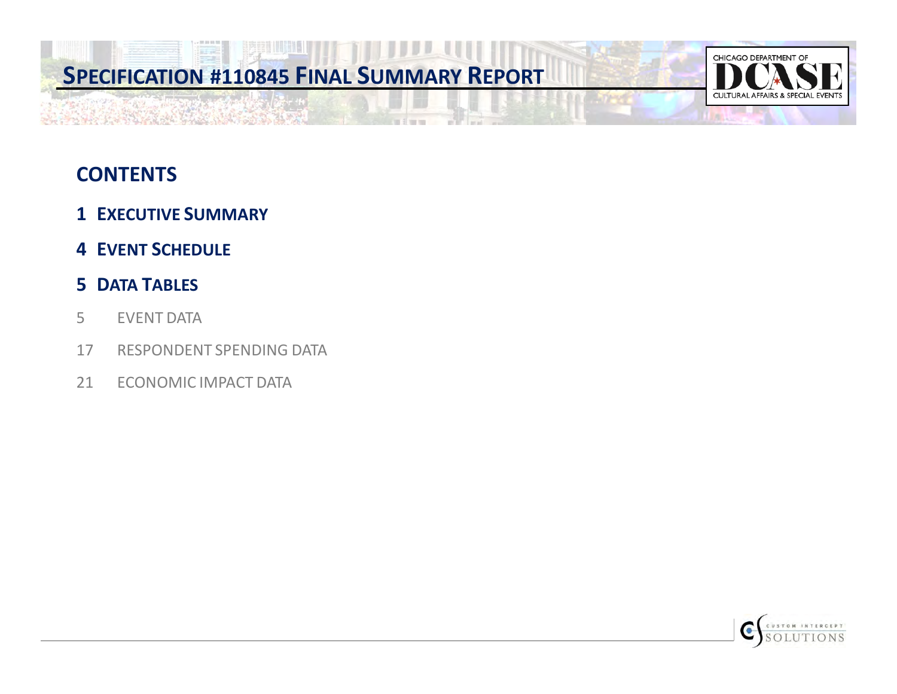# SPECIFICATION #110845 FINAL SUMMARY REPORT

## CONTENTS

**1 EXECUTIVE SUMMARY**

**4 EVENT SCHEDULE**

**5 DATA TABLES**

5 EVENT DATA

17 RESPONDENT SPENDING DATA

21 ECONOMIC IMPACT DATA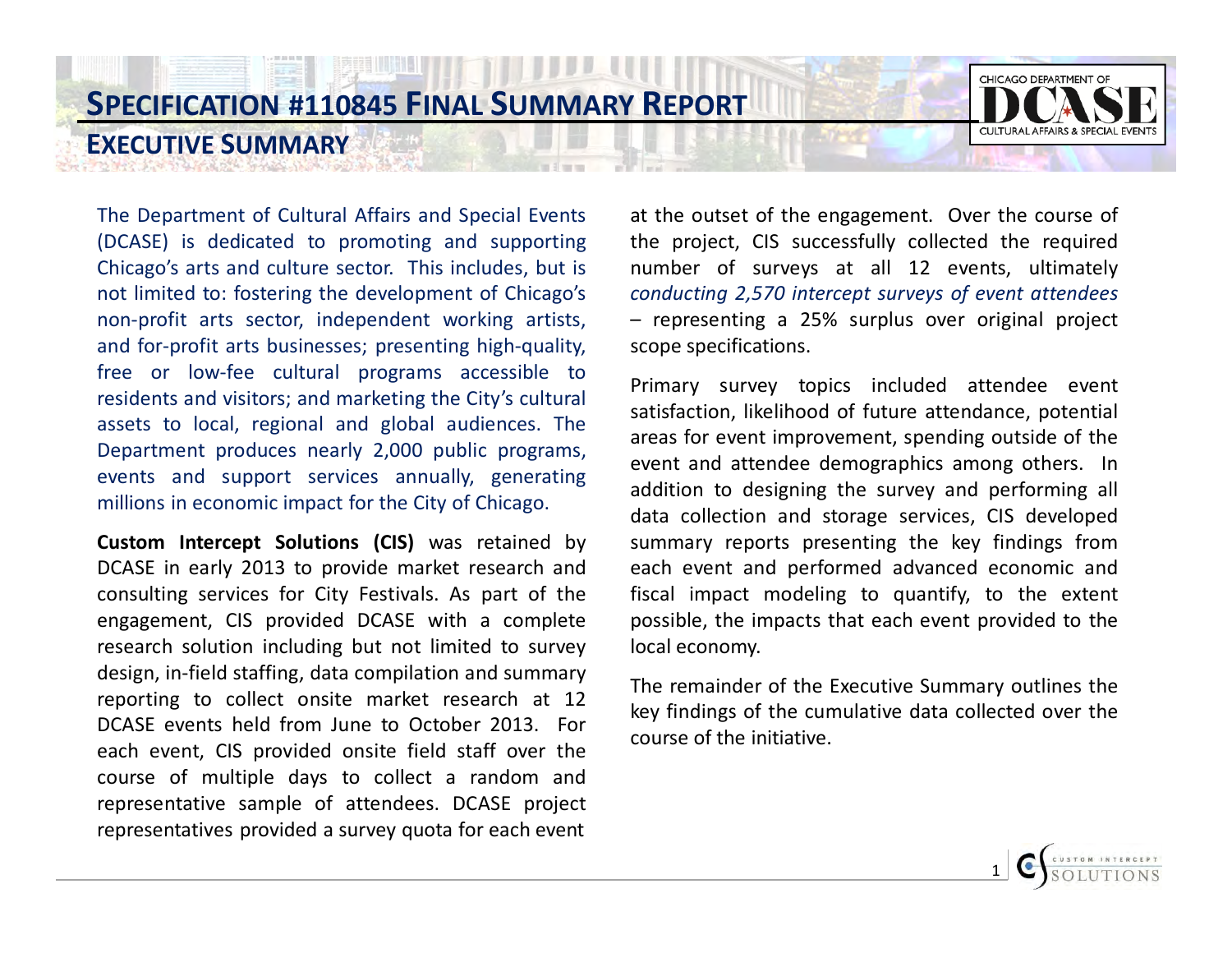# SPECIFICATION #110845 FINAL SUMMARY REPORT

## EXECUTIVE SUMMARY

The Department of Cultural Affairs and Special Events (DCASE) is dedicated to promoting and supporting Chicago's arts and culture sector. This includes, but is not limited to: fostering the development of Chicago's non-profit arts sector, independent working artists, and for-profit arts businesses; presenting high-quality, free or low-fee cultural programs accessible to residents and visitors; and marketing the City's cultural assets to local, regional and global audiences. The Department produces nearly 2,000 public programs, events and support services annually, generating millions in economic impact for the City of Chicago.

**Custom Intercept Solutions (CIS)** was retained by DCASE in early 2013 to provide market research and consulting services for City Festivals. As part of the engagement, CIS provided DCASE with a complete research solution including but not limited to survey design, in-field staffing, data compilation and summary reporting to collect onsite market research at 12 DCASE events held from June to October 2013. For each event, CIS provided onsite field staff over the course of multiple days to collect a random and representative sample of attendees. DCASE project representatives provided a survey quota for each event at the outset of the engagement. Over the course of the project, CIS successfully collected the required number of surveys at all 12 events, ultimately *conducting 2,570 intercept surveys of event attendees* – representing a 25% surplus over original project scope specifications.

Primary survey topics included attendee event satisfaction, likelihood of future attendance, potential areas for event improvement, spending outside of the event and attendee demographics among others. In addition to designing the survey and performing all data collection and storage services, CIS developed summary reports presenting the key findings from each event and performed advanced economic and fiscal impact modeling to quantify, to the extent possible, the impacts that each event provided to the local economy.

The remainder of the Executive Summary outlines the key findings of the cumulative data collected over the course of the initiative.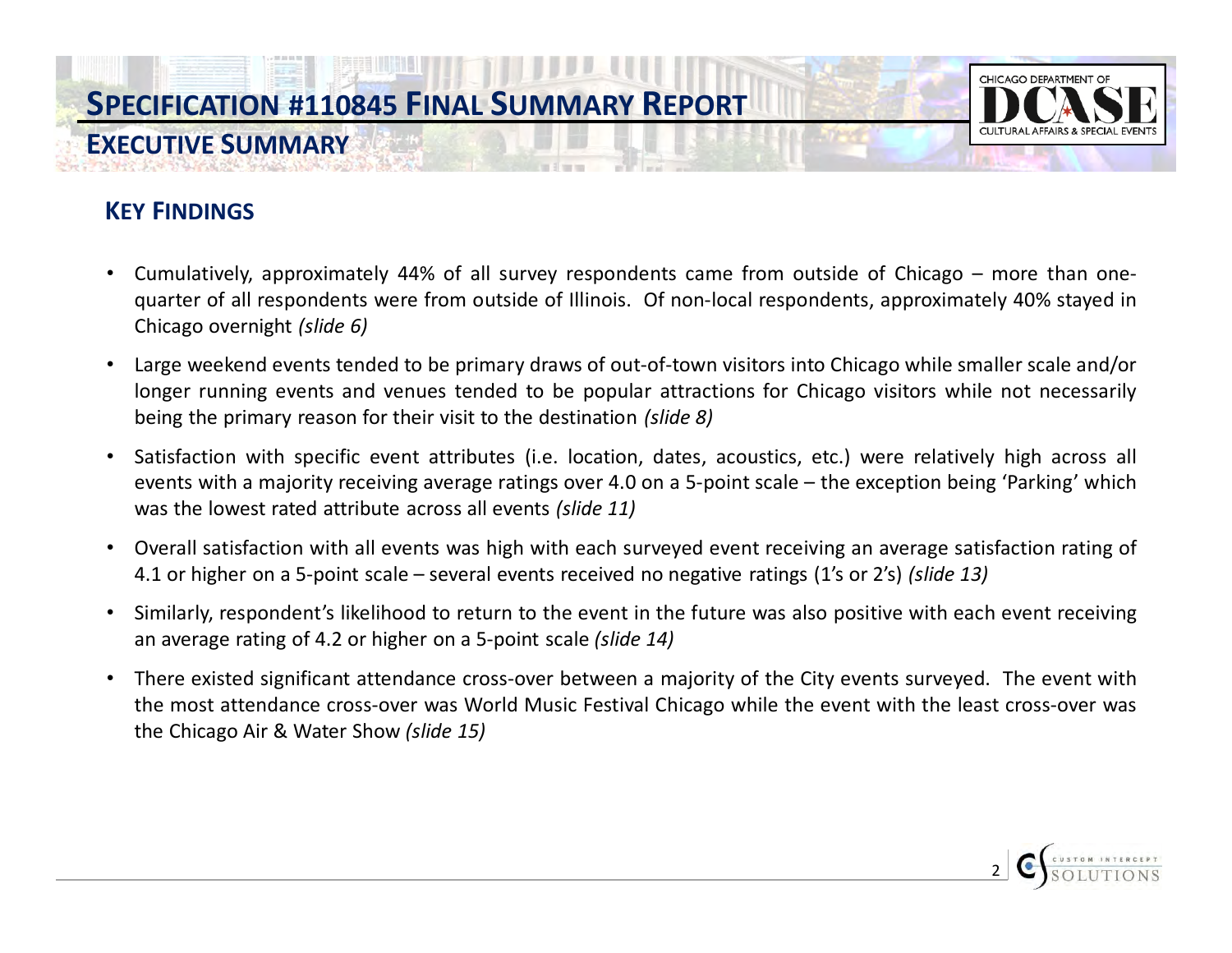# Specification #110845 Final Summary Report

## Executive Summary

### Key Findings

- Cumulatively, approximately 44% of all survey respondents came from outside of Chicago – more than one-quarter of all respondents were from outside of Illinois. Of non-local respondents, approximately 40% stayed in Chicago overnight *(slide 6)*
- Large weekend events tended to be primary draws of out-of-town visitors into Chicago while smaller scale and/or longer running events and venues tended to be popular attractions for Chicago visitors while not necessarily being the primary reason for their visit to the destination *(slide 8)*
- Satisfaction with specific event attributes (i.e. location, dates, acoustics, etc.) were relatively high across all events with a majority receiving average ratings over 4.0 on a 5-point scale – the exception being 'Parking' which was the lowest rated attribute across all events *(slide 11)*
- Overall satisfaction with all events was high with each surveyed event receiving an average satisfaction rating of 4.1 or higher on a 5-point scale – several events received no negative ratings (1's or 2's) *(slide 13)*
- Similarly, respondent's likelihood to return to the event in the future was also positive with each event receiving an average rating of 4.2 or higher on a 5-point scale *(slide 14)*
- There existed significant attendance cross-over between a majority of the City events surveyed. The event with the most attendance cross-over was World Music Festival Chicago while the event with the least cross-over was the Chicago Air & Water Show *(slide 15)*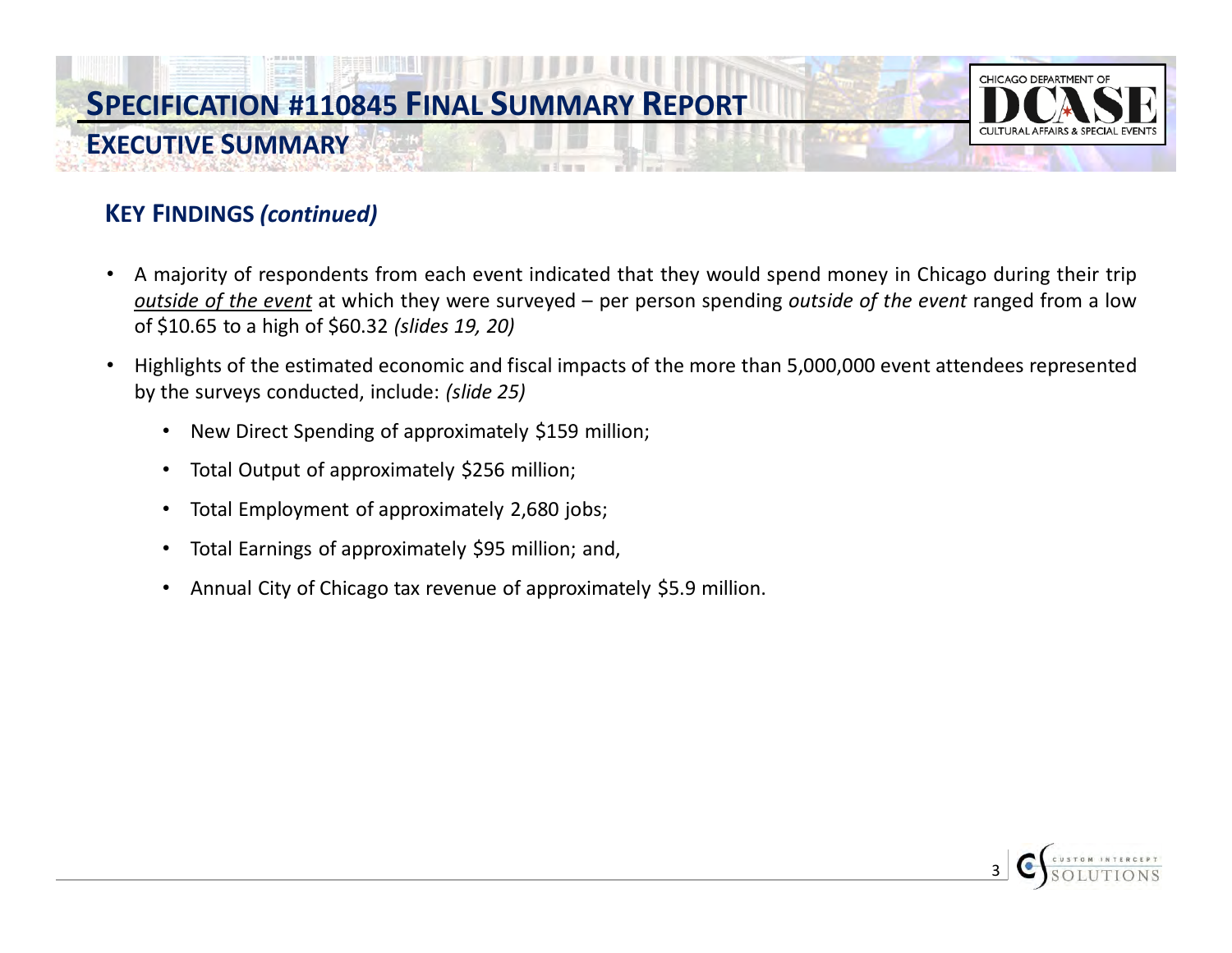# SPECIFICATION #110845 FINAL SUMMARY REPORT

## EXECUTIVE SUMMARY

### KEY FINDINGS *(continued)*

- A majority of respondents from each event indicated that they would spend money in Chicago during their trip *outside of the event* at which they were surveyed – per person spending *outside of the event* ranged from a low of $10.65 to a high of $60.32 *(slides 19, 20)*
- Highlights of the estimated economic and fiscal impacts of the more than 5,000,000 event attendees represented by the surveys conducted, include: *(slide 25)*
  - New Direct Spending of approximately $159 million;
  - Total Output of approximately $256 million;
  - Total Employment of approximately 2,680 jobs;
  - Total Earnings of approximately $95 million; and,
  - Annual City of Chicago tax revenue of approximately $5.9 million.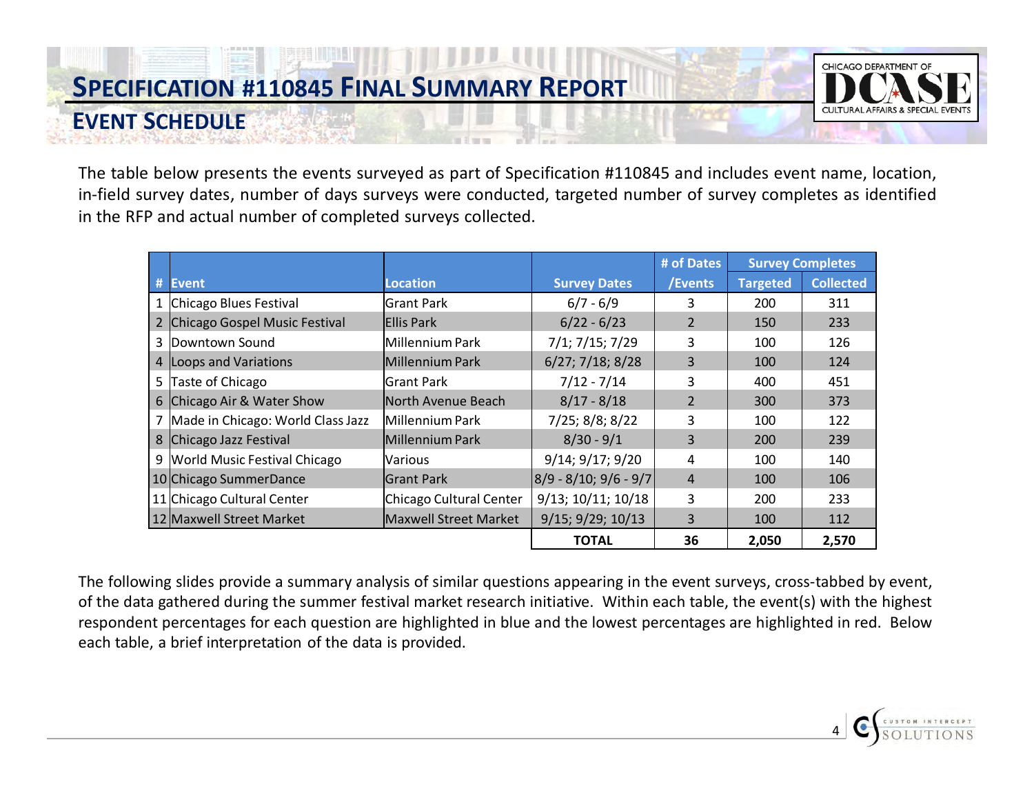# SPECIFICATION #110845 FINAL SUMMARY REPORT

## EVENT SCHEDULE

The table below presents the events surveyed as part of Specification #110845 and includes event name, location, in-field survey dates, number of days surveys were conducted, targeted number of survey completes as identified in the RFP and actual number of completed surveys collected.

| # | Event | Location | Survey Dates | # of Dates /Events | Survey Completes | |
|---|---|---|---|---|---|---|
| | | | | | Targeted | Collected |
| 1 | Chicago Blues Festival | Grant Park | 6/7 - 6/9 | 3 | 200 | 311 |
| 2 | Chicago Gospel Music Festival | Ellis Park | 6/22 - 6/23 | 2 | 150 | 233 |
| 3 | Downtown Sound | Millennium Park | 7/1; 7/15; 7/29 | 3 | 100 | 126 |
| 4 | Loops and Variations | Millennium Park | 6/27; 7/18; 8/28 | 3 | 100 | 124 |
| 5 | Taste of Chicago | Grant Park | 7/12 - 7/14 | 3 | 400 | 451 |
| 6 | Chicago Air & Water Show | North Avenue Beach | 8/17 - 8/18 | 2 | 300 | 373 |
| 7 | Made in Chicago: World Class Jazz | Millennium Park | 7/25; 8/8; 8/22 | 3 | 100 | 122 |
| 8 | Chicago Jazz Festival | Millennium Park | 8/30 - 9/1 | 3 | 200 | 239 |
| 9 | World Music Festival Chicago | Various | 9/14; 9/17; 9/20 | 4 | 100 | 140 |
| 10 | Chicago SummerDance | Grant Park | 8/9 - 8/10; 9/6 - 9/7 | 4 | 100 | 106 |
| 11 | Chicago Cultural Center | Chicago Cultural Center | 9/13; 10/11; 10/18 | 3 | 200 | 233 |
| 12 | Maxwell Street Market | Maxwell Street Market | 9/15; 9/29; 10/13 | 3 | 100 | 112 |
| | | | **TOTAL** | **36** | **2,050** | **2,570** |

The following slides provide a summary analysis of similar questions appearing in the event surveys, cross-tabbed by event, of the data gathered during the summer festival market research initiative. Within each table, the event(s) with the highest respondent percentages for each question are highlighted in blue and the lowest percentages are highlighted in red. Below each table, a brief interpretation of the data is provided.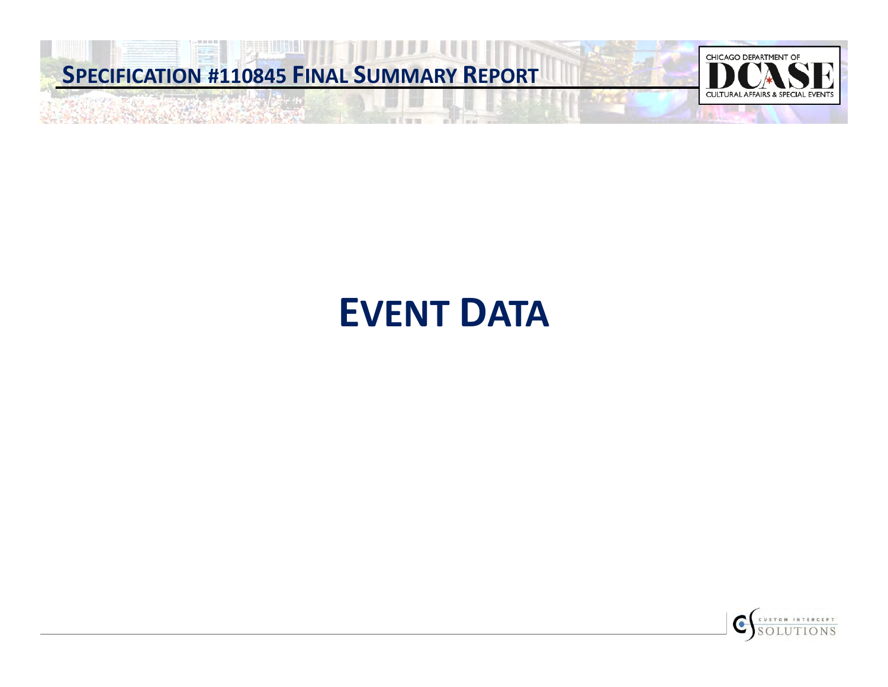# EVENT DATA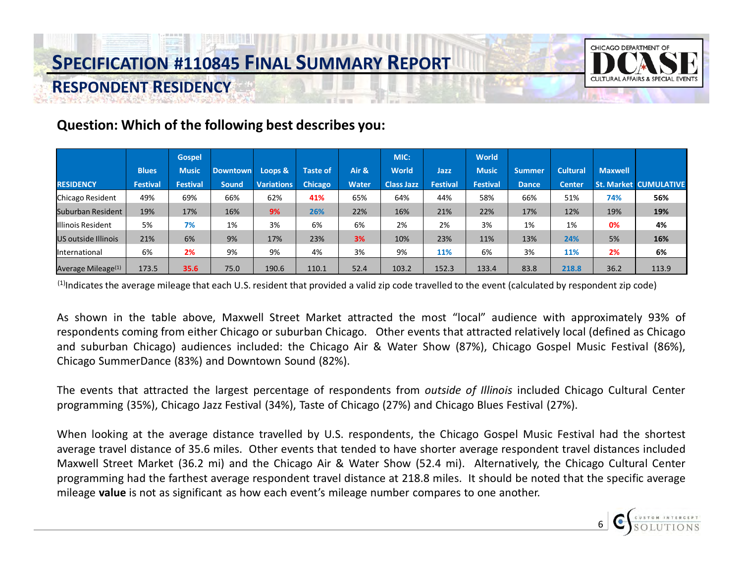# SPECIFICATION #110845 FINAL SUMMARY REPORT

## RESPONDENT RESIDENCY

**Question: Which of the following best describes you:**

| RESIDENCY | Blues Festival | Gospel Music Festival | Downtown Sound | Loops & Variations | Taste of Chicago | Air & Water | MIC: World Class Jazz | Jazz Festival | World Music Festival | Summer Dance | Cultural Center | Maxwell St. Market | CUMULATIVE |
|---|---|---|---|---|---|---|---|---|---|---|---|---|---|
| Chicago Resident | 49% | 69% | 66% | 62% | 41% | 65% | 64% | 44% | 58% | 66% | 51% | 74% | **56%** |
| Suburban Resident | 19% | 17% | 16% | 9% | 26% | 22% | 16% | 21% | 22% | 17% | 12% | 19% | **19%** |
| Illinois Resident | 5% | 7% | 1% | 3% | 6% | 6% | 2% | 2% | 3% | 1% | 1% | 0% | **4%** |
| US outside Illinois | 21% | 6% | 9% | 17% | 23% | 3% | 10% | 23% | 11% | 13% | 24% | 5% | **16%** |
| International | 6% | 2% | 9% | 9% | 4% | 3% | 9% | 11% | 6% | 3% | 11% | 2% | **6%** |
| Average Mileage[1] | 173.5 | 35.6 | 75.0 | 190.6 | 110.1 | 52.4 | 103.2 | 152.3 | 133.4 | 83.8 | 218.8 | 36.2 | 113.9 |

[1]Indicates the average mileage that each U.S. resident that provided a valid zip code travelled to the event (calculated by respondent zip code)

As shown in the table above, Maxwell Street Market attracted the most "local" audience with approximately 93% of respondents coming from either Chicago or suburban Chicago. Other events that attracted relatively local (defined as Chicago and suburban Chicago) audiences included: the Chicago Air & Water Show (87%), Chicago Gospel Music Festival (86%), Chicago SummerDance (83%) and Downtown Sound (82%).

The events that attracted the largest percentage of respondents from *outside of Illinois* included Chicago Cultural Center programming (35%), Chicago Jazz Festival (34%), Taste of Chicago (27%) and Chicago Blues Festival (27%).

When looking at the average distance travelled by U.S. respondents, the Chicago Gospel Music Festival had the shortest average travel distance of 35.6 miles. Other events that tended to have shorter average respondent travel distances included Maxwell Street Market (36.2 mi) and the Chicago Air & Water Show (52.4 mi). Alternatively, the Chicago Cultural Center programming had the farthest average respondent travel distance at 218.8 miles. It should be noted that the specific average mileage **value** is not as significant as how each event's mileage number compares to one another.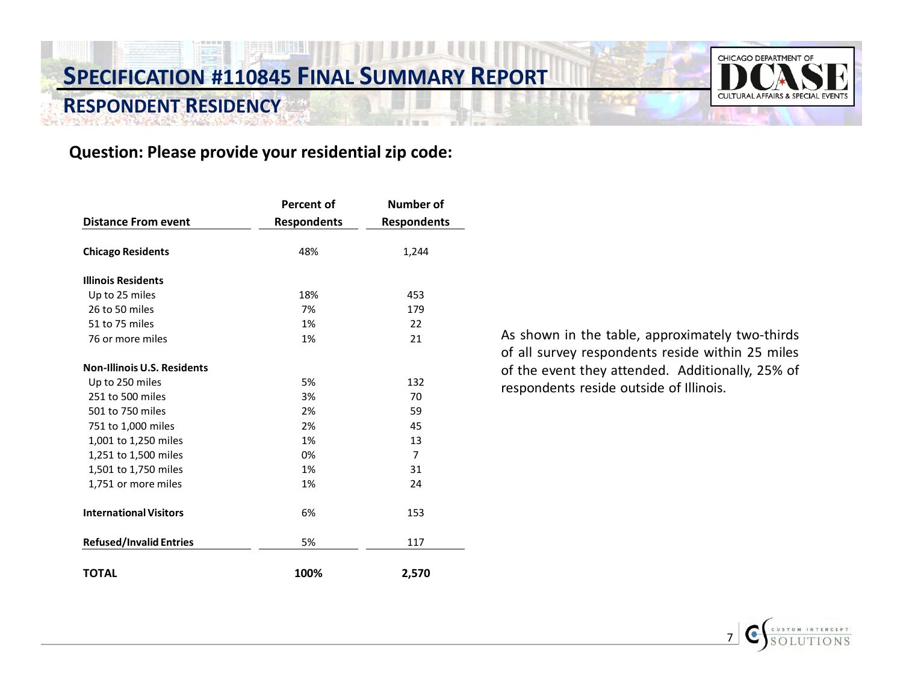# SPECIFICATION #110845 FINAL SUMMARY REPORT

## RESPONDENT RESIDENCY

**Question: Please provide your residential zip code:**

| Distance From event | Percent of Respondents | Number of Respondents |
|---|---|---|
| **Chicago Residents** | 48% | 1,244 |
| **Illinois Residents** | | |
| Up to 25 miles | 18% | 453 |
| 26 to 50 miles | 7% | 179 |
| 51 to 75 miles | 1% | 22 |
| 76 or more miles | 1% | 21 |
| **Non-Illinois U.S. Residents** | | |
| Up to 250 miles | 5% | 132 |
| 251 to 500 miles | 3% | 70 |
| 501 to 750 miles | 2% | 59 |
| 751 to 1,000 miles | 2% | 45 |
| 1,001 to 1,250 miles | 1% | 13 |
| 1,251 to 1,500 miles | 0% | 7 |
| 1,501 to 1,750 miles | 1% | 31 |
| 1,751 or more miles | 1% | 24 |
| **International Visitors** | 6% | 153 |
| **Refused/Invalid Entries** | 5% | 117 |
| **TOTAL** | **100%** | **2,570** |

As shown in the table, approximately two-thirds of all survey respondents reside within 25 miles of the event they attended. Additionally, 25% of respondents reside outside of Illinois.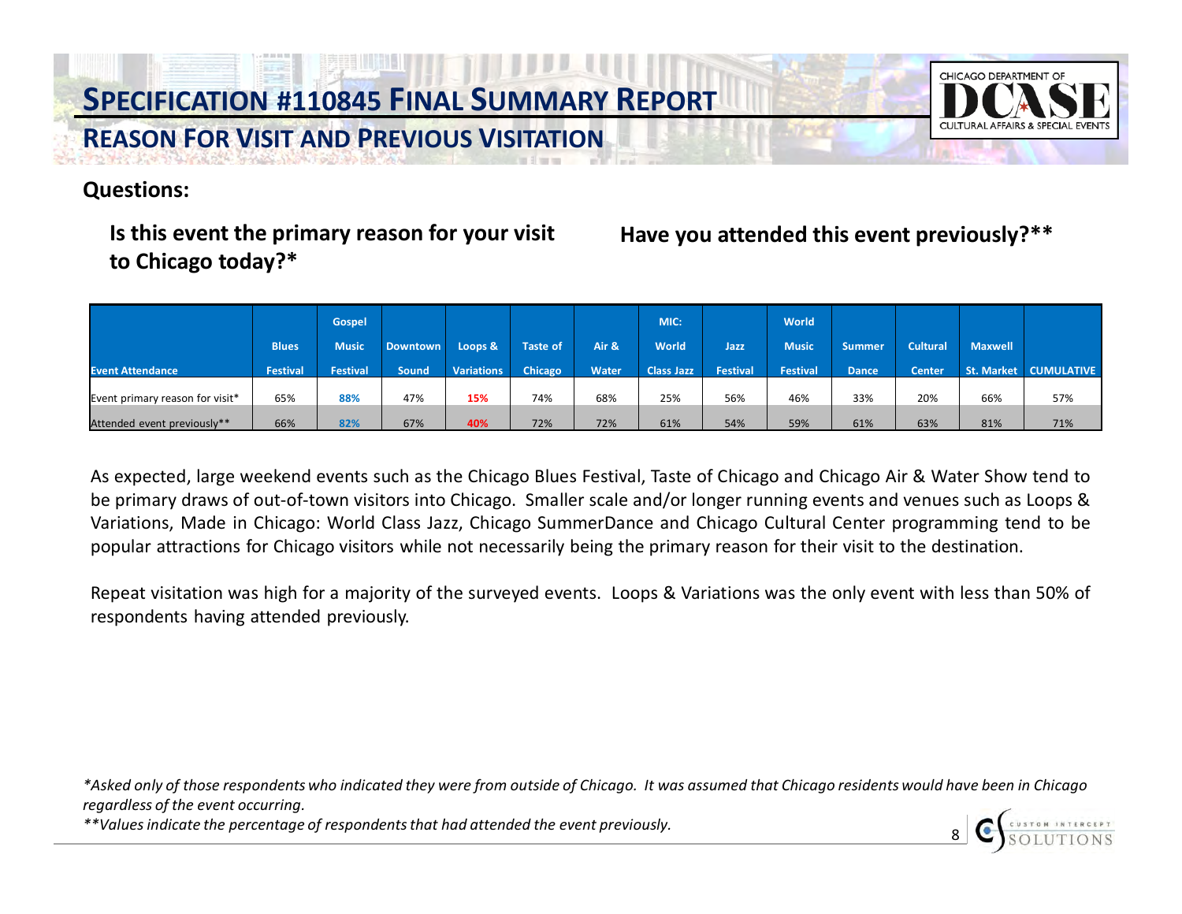# Specification #110845 Final Summary Report

## Reason For Visit and Previous Visitation

**Questions:**

**Is this event the primary reason for your visit to Chicago today?***

**Have you attended this event previously?****

| Event Attendance | Blues Festival | Gospel Music Festival | Downtown Sound | Loops & Variations | Taste of Chicago | Air & Water | MIC: World Class Jazz | Jazz Festival | World Music Festival | Summer Dance | Cultural Center | Maxwell St. Market | CUMULATIVE |
|---|---|---|---|---|---|---|---|---|---|---|---|---|---|
| Event primary reason for visit* | 65% | 88% | 47% | 15% | 74% | 68% | 25% | 56% | 46% | 33% | 20% | 66% | 57% |
| Attended event previously** | 66% | 82% | 67% | 40% | 72% | 72% | 61% | 54% | 59% | 61% | 63% | 81% | 71% |

As expected, large weekend events such as the Chicago Blues Festival, Taste of Chicago and Chicago Air & Water Show tend to be primary draws of out-of-town visitors into Chicago. Smaller scale and/or longer running events and venues such as Loops & Variations, Made in Chicago: World Class Jazz, Chicago SummerDance and Chicago Cultural Center programming tend to be popular attractions for Chicago visitors while not necessarily being the primary reason for their visit to the destination.

Repeat visitation was high for a majority of the surveyed events. Loops & Variations was the only event with less than 50% of respondents having attended previously.

*\*Asked only of those respondents who indicated they were from outside of Chicago. It was assumed that Chicago residents would have been in Chicago regardless of the event occurring.*

*\*\*Values indicate the percentage of respondents that had attended the event previously.*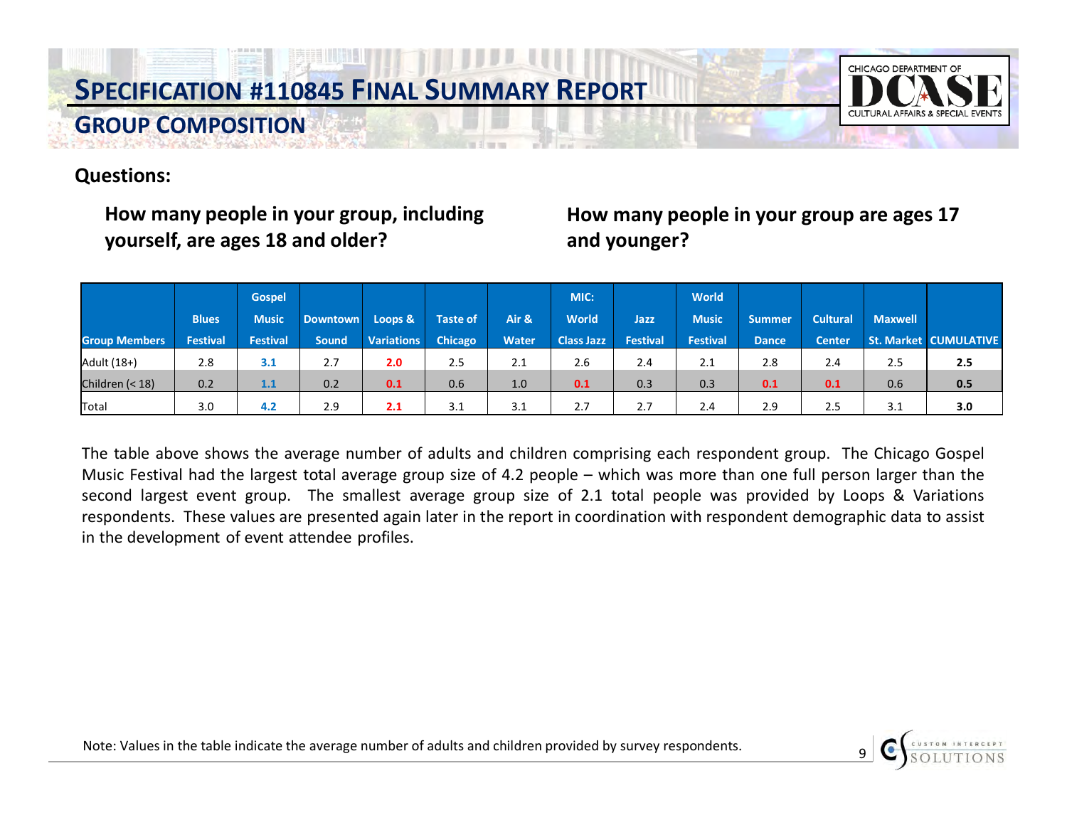# SPECIFICATION #110845 FINAL SUMMARY REPORT

## GROUP COMPOSITION

**Questions:**

**How many people in your group, including yourself, are ages 18 and older?**

**How many people in your group are ages 17 and younger?**

| Group Members | Blues Festival | Gospel Music Festival | Downtown Sound | Loops & Variations | Taste of Chicago | Air & Water | MIC: World Class Jazz | Jazz Festival | World Music Festival | Summer Dance | Cultural Center | Maxwell St. Market | CUMULATIVE |
|---|---|---|---|---|---|---|---|---|---|---|---|---|---|
| Adult (18+) | 2.8 | **3.1** | 2.7 | **2.0** | 2.5 | 2.1 | 2.6 | 2.4 | 2.1 | 2.8 | 2.4 | 2.5 | **2.5** |
| Children (< 18) | 0.2 | **1.1** | 0.2 | **0.1** | 0.6 | 1.0 | **0.1** | 0.3 | 0.3 | **0.1** | **0.1** | 0.6 | **0.5** |
| Total | 3.0 | **4.2** | 2.9 | **2.1** | 3.1 | 3.1 | 2.7 | 2.7 | 2.4 | 2.9 | 2.5 | 3.1 | **3.0** |

The table above shows the average number of adults and children comprising each respondent group. The Chicago Gospel Music Festival had the largest total average group size of 4.2 people – which was more than one full person larger than the second largest event group. The smallest average group size of 2.1 total people was provided by Loops & Variations respondents. These values are presented again later in the report in coordination with respondent demographic data to assist in the development of event attendee profiles.

Note: Values in the table indicate the average number of adults and children provided by survey respondents.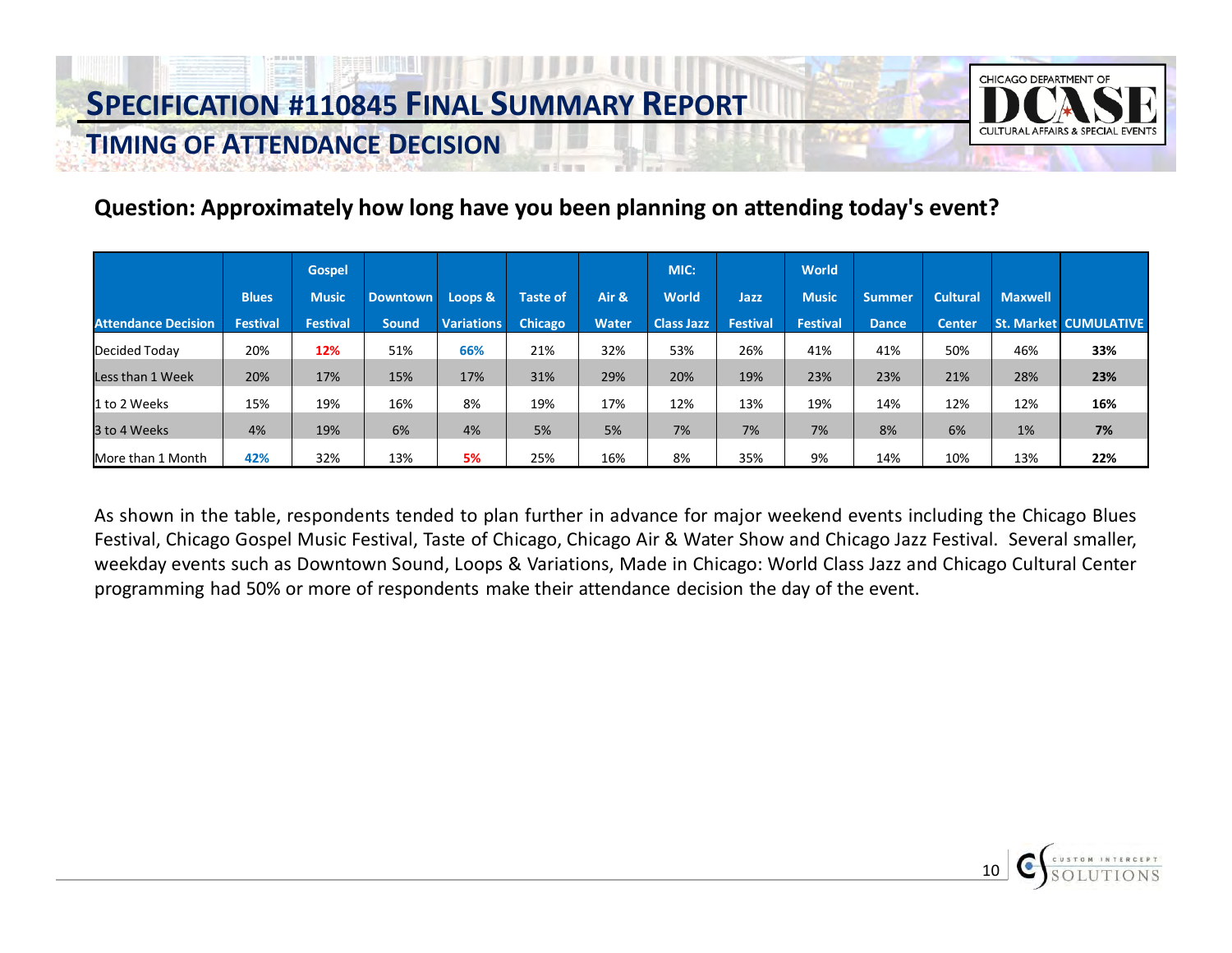# SPECIFICATION #110845 FINAL SUMMARY REPORT

## TIMING OF ATTENDANCE DECISION

**Question: Approximately how long have you been planning on attending today's event?**

| Attendance Decision | Blues Festival | Gospel Music Festival | Downtown Sound | Loops & Variations | Taste of Chicago | Air & Water | MIC: World Class Jazz | Jazz Festival | World Music Festival | Summer Dance | Cultural Center | Maxwell St. Market | CUMULATIVE |
|---|---|---|---|---|---|---|---|---|---|---|---|---|---|
| Decided Today | 20% | **12%** | 51% | **66%** | 21% | 32% | 53% | 26% | 41% | 41% | 50% | 46% | **33%** |
| Less than 1 Week | 20% | 17% | 15% | 17% | 31% | 29% | 20% | 19% | 23% | 23% | 21% | 28% | **23%** |
| 1 to 2 Weeks | 15% | 19% | 16% | 8% | 19% | 17% | 12% | 13% | 19% | 14% | 12% | 12% | **16%** |
| 3 to 4 Weeks | 4% | 19% | 6% | 4% | 5% | 5% | 7% | 7% | 7% | 8% | 6% | 1% | **7%** |
| More than 1 Month | **42%** | 32% | 13% | **5%** | 25% | 16% | 8% | 35% | 9% | 14% | 10% | 13% | **22%** |

As shown in the table, respondents tended to plan further in advance for major weekend events including the Chicago Blues Festival, Chicago Gospel Music Festival, Taste of Chicago, Chicago Air & Water Show and Chicago Jazz Festival. Several smaller, weekday events such as Downtown Sound, Loops & Variations, Made in Chicago: World Class Jazz and Chicago Cultural Center programming had 50% or more of respondents make their attendance decision the day of the event.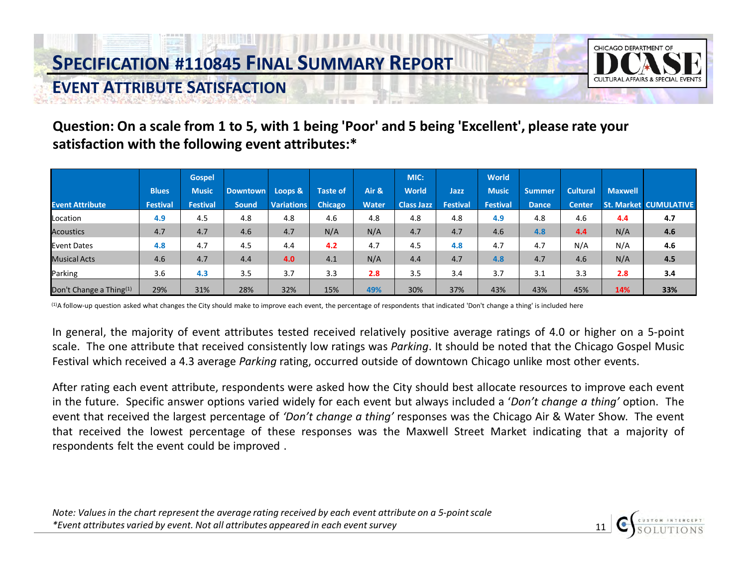# SPECIFICATION #110845 FINAL SUMMARY REPORT

## EVENT ATTRIBUTE SATISFACTION

**Question: On a scale from 1 to 5, with 1 being 'Poor' and 5 being 'Excellent', please rate your satisfaction with the following event attributes:***

| Event Attribute | Blues Festival | Gospel Music Festival | Downtown Sound | Loops & Variations | Taste of Chicago | Air & Water | MIC: World Class Jazz | Jazz Festival | World Music Festival | Summer Dance | Cultural Center | Maxwell St. Market | CUMULATIVE |
|---|---|---|---|---|---|---|---|---|---|---|---|---|---|
| Location | **4.9** | 4.5 | 4.8 | 4.8 | 4.6 | 4.8 | 4.8 | 4.8 | **4.9** | 4.8 | 4.6 | **4.4** | **4.7** |
| Acoustics | 4.7 | 4.7 | 4.6 | 4.7 | N/A | N/A | 4.7 | 4.7 | 4.6 | **4.8** | **4.4** | N/A | **4.6** |
| Event Dates | **4.8** | 4.7 | 4.5 | 4.4 | **4.2** | 4.7 | 4.5 | **4.8** | 4.7 | 4.7 | N/A | N/A | **4.6** |
| Musical Acts | 4.6 | 4.7 | 4.4 | **4.0** | 4.1 | N/A | 4.4 | 4.7 | **4.8** | 4.7 | 4.6 | N/A | **4.5** |
| Parking | 3.6 | **4.3** | 3.5 | 3.7 | 3.3 | **2.8** | 3.5 | 3.4 | 3.7 | 3.1 | 3.3 | **2.8** | **3.4** |
| Don't Change a Thing[1] | 29% | 31% | 28% | 32% | 15% | **49%** | 30% | 37% | 43% | 43% | 45% | **14%** | **33%** |

[1]A follow-up question asked what changes the City should make to improve each event, the percentage of respondents that indicated 'Don't change a thing' is included here

In general, the majority of event attributes tested received relatively positive average ratings of 4.0 or higher on a 5-point scale. The one attribute that received consistently low ratings was *Parking*. It should be noted that the Chicago Gospel Music Festival which received a 4.3 average *Parking* rating, occurred outside of downtown Chicago unlike most other events.

After rating each event attribute, respondents were asked how the City should best allocate resources to improve each event in the future. Specific answer options varied widely for each event but always included a '*Don't change a thing'* option. The event that received the largest percentage of *'Don't change a thing'* responses was the Chicago Air & Water Show. The event that received the lowest percentage of these responses was the Maxwell Street Market indicating that a majority of respondents felt the event could be improved .

*Note: Values in the chart represent the average rating received by each event attribute on a 5-point scale*
**Event attributes varied by event. Not all attributes appeared in each event survey*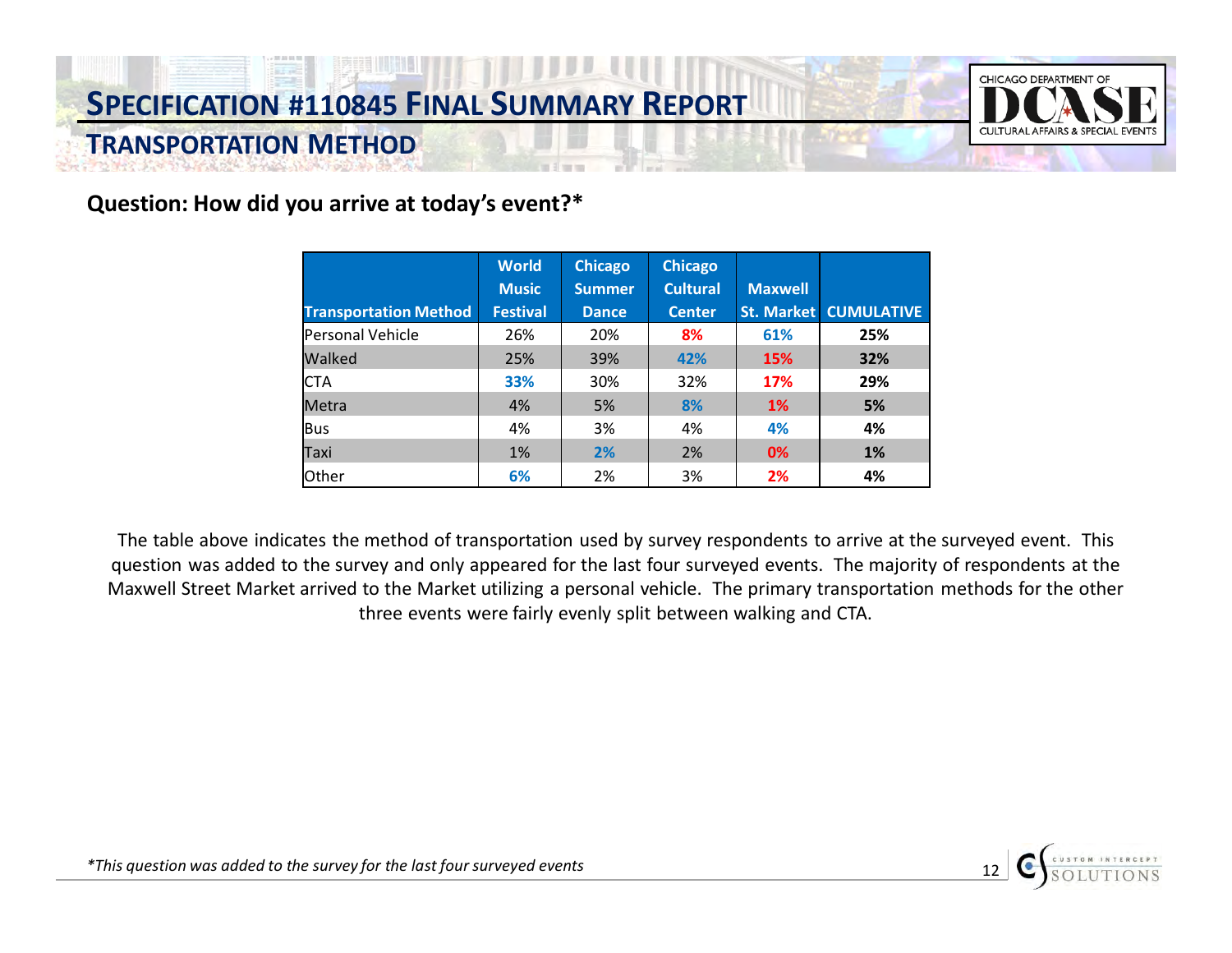# SPECIFICATION #110845 FINAL SUMMARY REPORT

## TRANSPORTATION METHOD

**Question: How did you arrive at today's event?***

| Transportation Method | World Music Festival | Chicago Summer Dance | Chicago Cultural Center | Maxwell St. Market | CUMULATIVE |
|---|---|---|---|---|---|
| Personal Vehicle | 26% | 20% | **8%** | **61%** | **25%** |
| Walked | 25% | 39% | **42%** | **15%** | **32%** |
| CTA | **33%** | 30% | 32% | **17%** | **29%** |
| Metra | 4% | 5% | **8%** | **1%** | **5%** |
| Bus | 4% | 3% | 4% | **4%** | **4%** |
| Taxi | 1% | **2%** | 2% | **0%** | **1%** |
| Other | **6%** | 2% | 3% | **2%** | **4%** |

The table above indicates the method of transportation used by survey respondents to arrive at the surveyed event. This question was added to the survey and only appeared for the last four surveyed events. The majority of respondents at the Maxwell Street Market arrived to the Market utilizing a personal vehicle. The primary transportation methods for the other three events were fairly evenly split between walking and CTA.

*\*This question was added to the survey for the last four surveyed events*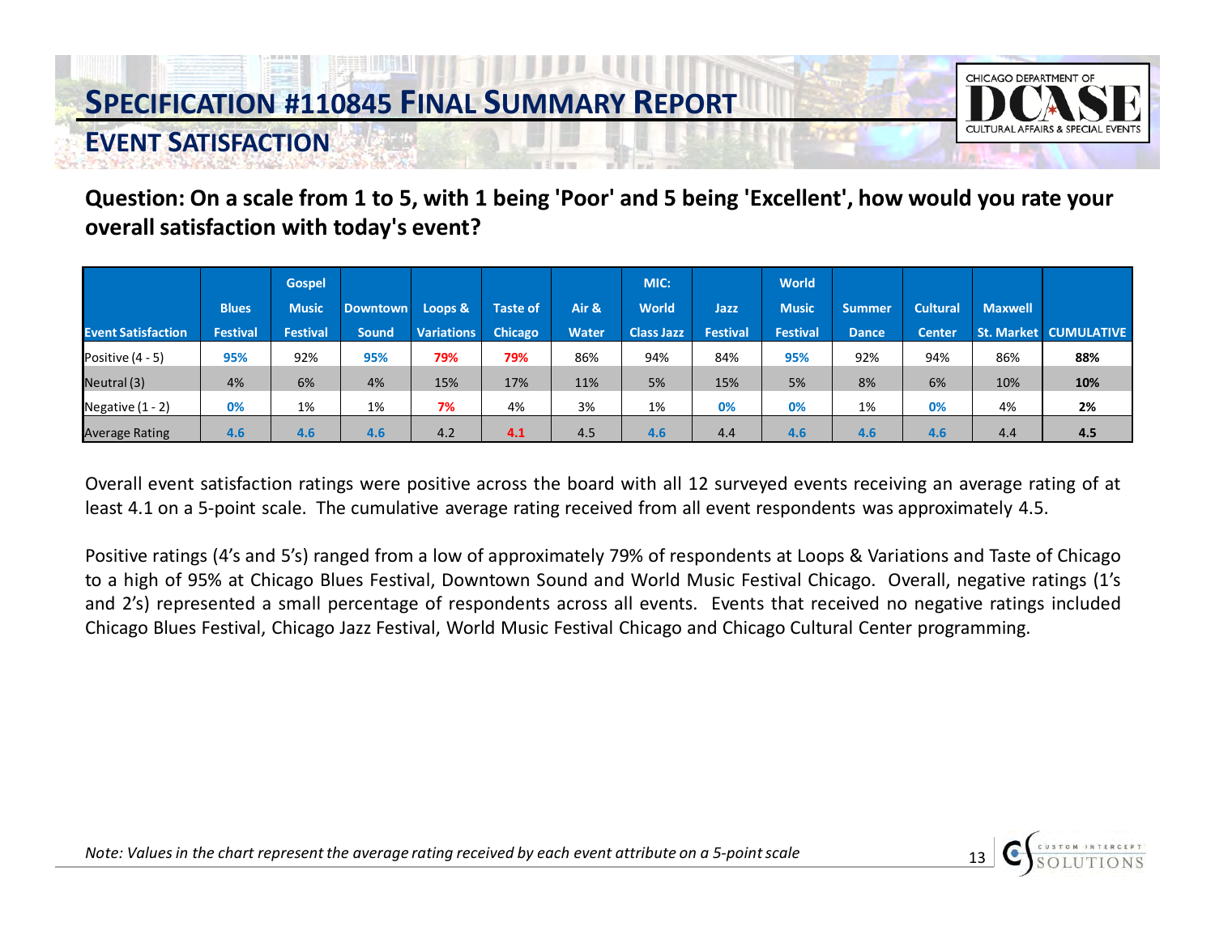# SPECIFICATION #110845 FINAL SUMMARY REPORT

## EVENT SATISFACTION

**Question: On a scale from 1 to 5, with 1 being 'Poor' and 5 being 'Excellent', how would you rate your overall satisfaction with today's event?**

| Event Satisfaction | Blues Festival | Gospel Music Festival | Downtown Sound | Loops & Variations | Taste of Chicago | Air & Water | MIC: World Class Jazz | Jazz Festival | World Music Festival | Summer Dance | Cultural Center | Maxwell St. Market | CUMULATIVE |
|---|---|---|---|---|---|---|---|---|---|---|---|---|---|
| Positive (4 - 5) | 95% | 92% | 95% | 79% | 79% | 86% | 94% | 84% | 95% | 92% | 94% | 86% | 88% |
| Neutral (3) | 4% | 6% | 4% | 15% | 17% | 11% | 5% | 15% | 5% | 8% | 6% | 10% | 10% |
| Negative (1 - 2) | 0% | 1% | 1% | 7% | 4% | 3% | 1% | 0% | 0% | 1% | 0% | 4% | 2% |
| Average Rating | 4.6 | 4.6 | 4.6 | 4.2 | 4.1 | 4.5 | 4.6 | 4.4 | 4.6 | 4.6 | 4.6 | 4.4 | 4.5 |

Overall event satisfaction ratings were positive across the board with all 12 surveyed events receiving an average rating of at least 4.1 on a 5-point scale. The cumulative average rating received from all event respondents was approximately 4.5.

Positive ratings (4's and 5's) ranged from a low of approximately 79% of respondents at Loops & Variations and Taste of Chicago to a high of 95% at Chicago Blues Festival, Downtown Sound and World Music Festival Chicago. Overall, negative ratings (1's and 2's) represented a small percentage of respondents across all events. Events that received no negative ratings included Chicago Blues Festival, Chicago Jazz Festival, World Music Festival Chicago and Chicago Cultural Center programming.

*Note: Values in the chart represent the average rating received by each event attribute on a 5-point scale*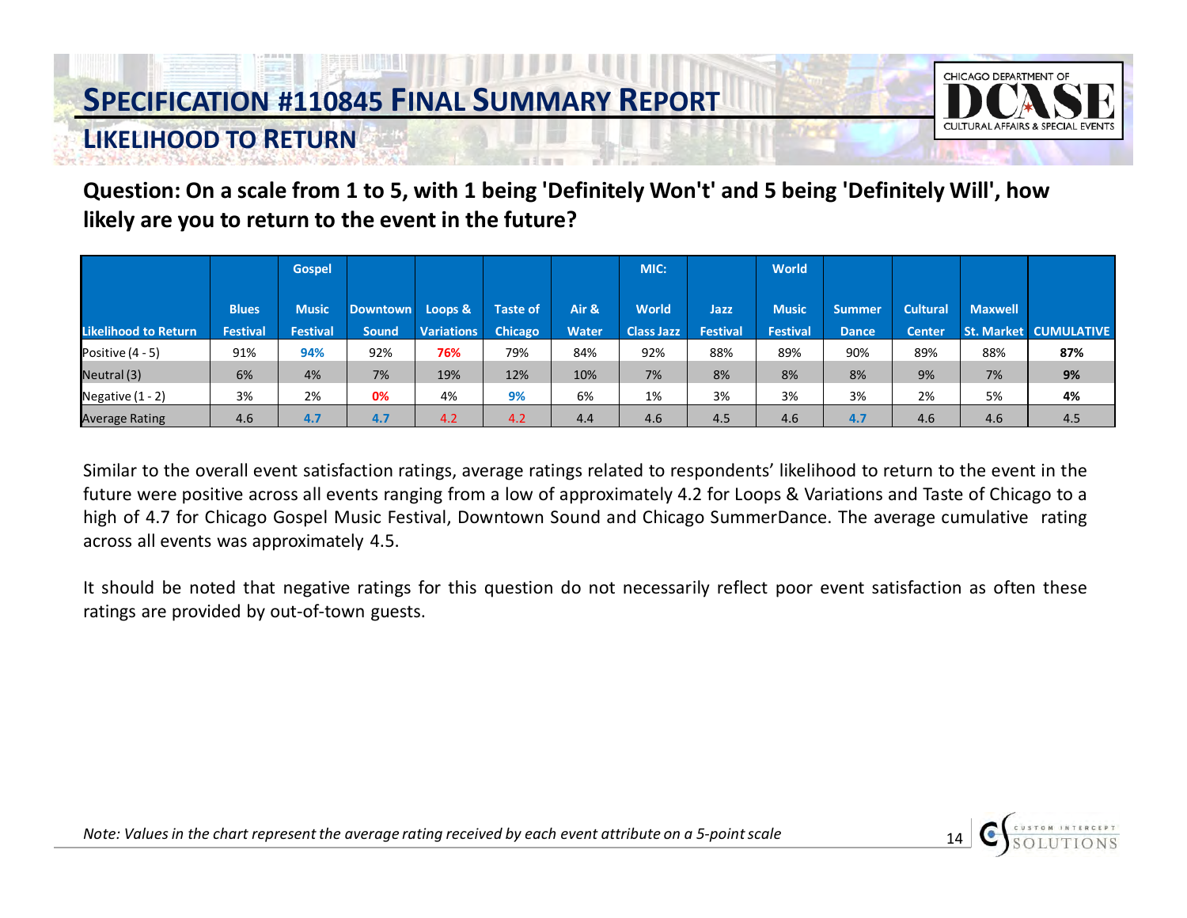# SPECIFICATION #110845 FINAL SUMMARY REPORT

## LIKELIHOOD TO RETURN

**Question: On a scale from 1 to 5, with 1 being 'Definitely Won't' and 5 being 'Definitely Will', how likely are you to return to the event in the future?**

| Likelihood to Return | Blues Festival | Gospel Music Festival | Downtown Sound | Loops & Variations | Taste of Chicago | Air & Water | MIC: World Class Jazz | Jazz Festival | World Music Festival | Summer Dance | Cultural Center | Maxwell St. Market | CUMULATIVE |
|---|---|---|---|---|---|---|---|---|---|---|---|---|---|
| Positive (4 - 5) | 91% | **94%** | 92% | **76%** | 79% | 84% | 92% | 88% | 89% | 90% | 89% | 88% | **87%** |
| Neutral (3) | 6% | 4% | 7% | 19% | 12% | 10% | 7% | 8% | 8% | 8% | 9% | 7% | **9%** |
| Negative (1 - 2) | 3% | 2% | **0%** | 4% | **9%** | 6% | 1% | 3% | 3% | 3% | 2% | 5% | **4%** |
| Average Rating | 4.6 | 4.7 | 4.7 | 4.2 | 4.2 | 4.4 | 4.6 | 4.5 | 4.6 | 4.7 | 4.6 | 4.6 | 4.5 |

Similar to the overall event satisfaction ratings, average ratings related to respondents' likelihood to return to the event in the future were positive across all events ranging from a low of approximately 4.2 for Loops & Variations and Taste of Chicago to a high of 4.7 for Chicago Gospel Music Festival, Downtown Sound and Chicago SummerDance. The average cumulative rating across all events was approximately 4.5.

It should be noted that negative ratings for this question do not necessarily reflect poor event satisfaction as often these ratings are provided by out-of-town guests.

*Note: Values in the chart represent the average rating received by each event attribute on a 5-point scale*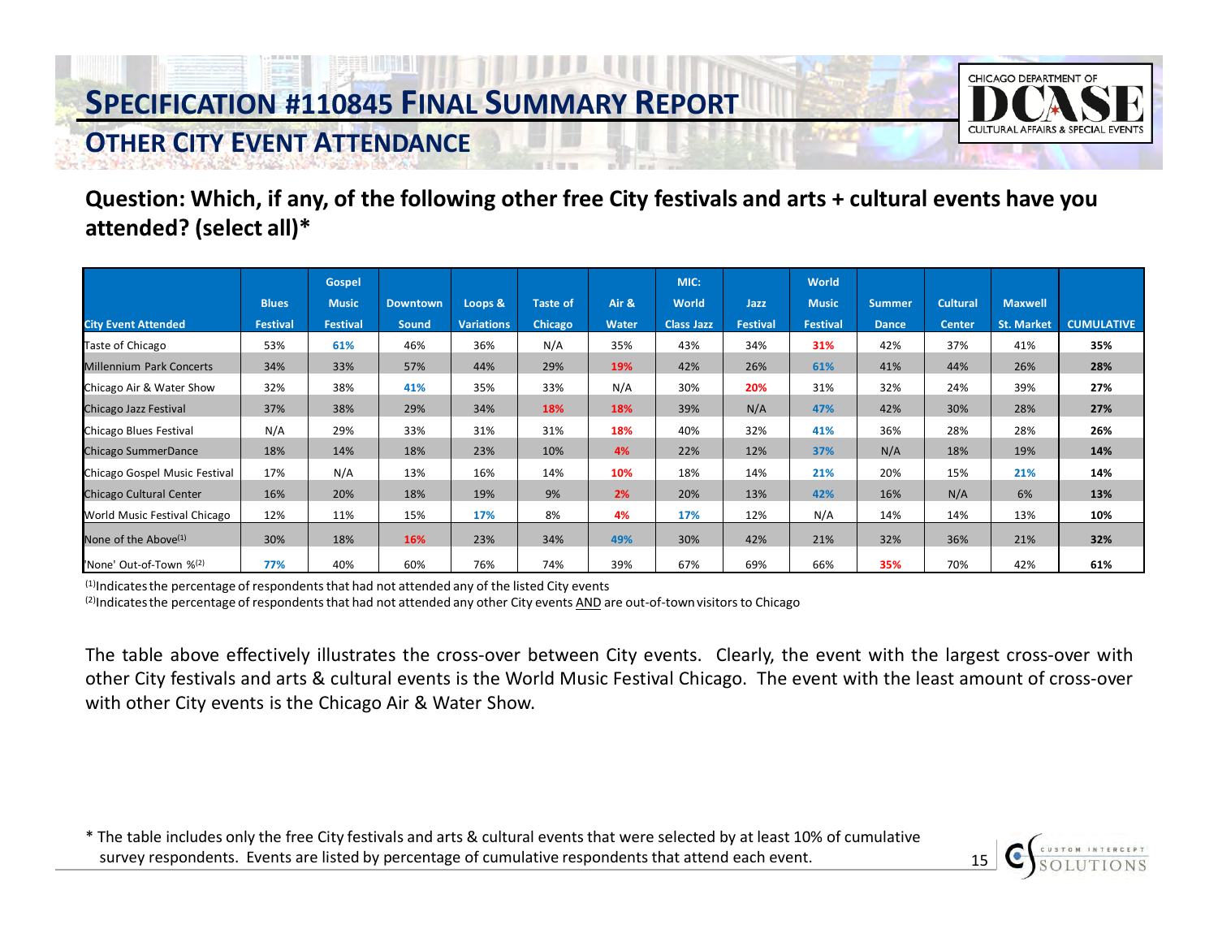# SPECIFICATION #110845 FINAL SUMMARY REPORT

## OTHER CITY EVENT ATTENDANCE

**Question: Which, if any, of the following other free City festivals and arts + cultural events have you attended? (select all)***

| City Event Attended | Blues Festival | Gospel Music Festival | Downtown Sound | Loops & Variations | Taste of Chicago | Air & Water | MIC: World Class Jazz | Jazz Festival | World Music Festival | Summer Dance | Cultural Center | Maxwell St. Market | CUMULATIVE |
|---|---|---|---|---|---|---|---|---|---|---|---|---|---|
| Taste of Chicago | 53% | 61% | 46% | 36% | N/A | 35% | 43% | 34% | 31% | 42% | 37% | 41% | **35%** |
| Millennium Park Concerts | 34% | 33% | 57% | 44% | 29% | 19% | 42% | 26% | 61% | 41% | 44% | 26% | **28%** |
| Chicago Air & Water Show | 32% | 38% | 41% | 35% | 33% | N/A | 30% | 20% | 31% | 32% | 24% | 39% | **27%** |
| Chicago Jazz Festival | 37% | 38% | 29% | 34% | 18% | 18% | 39% | N/A | 47% | 42% | 30% | 28% | **27%** |
| Chicago Blues Festival | N/A | 29% | 33% | 31% | 31% | 18% | 40% | 32% | 41% | 36% | 28% | 28% | **26%** |
| Chicago SummerDance | 18% | 14% | 18% | 23% | 10% | 4% | 22% | 12% | 37% | N/A | 18% | 19% | **14%** |
| Chicago Gospel Music Festival | 17% | N/A | 13% | 16% | 14% | 10% | 18% | 14% | 21% | 20% | 15% | 21% | **14%** |
| Chicago Cultural Center | 16% | 20% | 18% | 19% | 9% | 2% | 20% | 13% | 42% | 16% | N/A | 6% | **13%** |
| World Music Festival Chicago | 12% | 11% | 15% | 17% | 8% | 4% | 17% | 12% | N/A | 14% | 14% | 13% | **10%** |
| None of the Above[(1)] | 30% | 18% | 16% | 23% | 34% | 49% | 30% | 42% | 21% | 32% | 36% | 21% | **32%** |
| 'None' Out-of-Town %[(2)] | 77% | 40% | 60% | 76% | 74% | 39% | 67% | 69% | 66% | 35% | 70% | 42% | **61%** |

[(1)] Indicates the percentage of respondents that had not attended any of the listed City events

[(2)] Indicates the percentage of respondents that had not attended any other City events AND are out-of-town visitors to Chicago

The table above effectively illustrates the cross-over between City events. Clearly, the event with the largest cross-over with other City festivals and arts & cultural events is the World Music Festival Chicago. The event with the least amount of cross-over with other City events is the Chicago Air & Water Show.

* The table includes only the free City festivals and arts & cultural events that were selected by at least 10% of cumulative survey respondents. Events are listed by percentage of cumulative respondents that attend each event.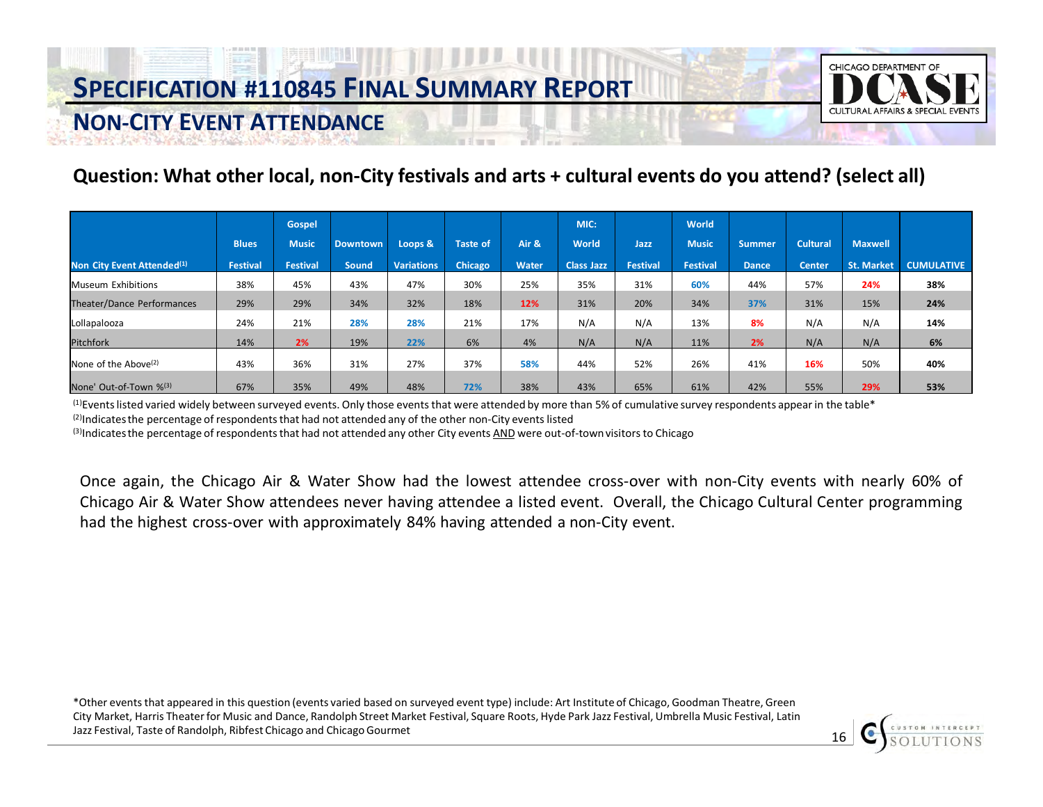# SPECIFICATION #110845 FINAL SUMMARY REPORT

## NON-CITY EVENT ATTENDANCE

**Question: What other local, non-City festivals and arts + cultural events do you attend? (select all)**

| Non City Event Attended[1] | Blues Festival | Gospel Music Festival | Downtown Sound | Loops & Variations | Taste of Chicago | Air & Water | MIC: World Class Jazz | Jazz Festival | World Music Festival | Summer Dance | Cultural Center | Maxwell St. Market | CUMULATIVE |
|---|---|---|---|---|---|---|---|---|---|---|---|---|---|
| Museum Exhibitions | 38% | 45% | 43% | 47% | 30% | 25% | 35% | 31% | **60%** | 44% | 57% | **24%** | **38%** |
| Theater/Dance Performances | 29% | 29% | 34% | 32% | 18% | **12%** | 31% | 20% | 34% | **37%** | 31% | 15% | **24%** |
| Lollapalooza | 24% | 21% | **28%** | **28%** | 21% | 17% | N/A | N/A | 13% | **8%** | N/A | N/A | **14%** |
| Pitchfork | 14% | **2%** | 19% | **22%** | 6% | 4% | N/A | N/A | 11% | **2%** | N/A | N/A | **6%** |
| None of the Above[2] | 43% | 36% | 31% | 27% | 37% | **58%** | 44% | 52% | 26% | 41% | **16%** | 50% | **40%** |
| None' Out-of-Town %[3] | 67% | 35% | 49% | 48% | **72%** | 38% | 43% | 65% | 61% | 42% | 55% | **29%** | **53%** |

[1]Events listed varied widely between surveyed events. Only those events that were attended by more than 5% of cumulative survey respondents appear in the table*

[2]Indicates the percentage of respondents that had not attended any of the other non-City events listed

[3]Indicates the percentage of respondents that had not attended any other City events AND were out-of-town visitors to Chicago

Once again, the Chicago Air & Water Show had the lowest attendee cross-over with non-City events with nearly 60% of Chicago Air & Water Show attendees never having attendee a listed event. Overall, the Chicago Cultural Center programming had the highest cross-over with approximately 84% having attended a non-City event.

*Other events that appeared in this question (events varied based on surveyed event type) include: Art Institute of Chicago, Goodman Theatre, Green City Market, Harris Theater for Music and Dance, Randolph Street Market Festival, Square Roots, Hyde Park Jazz Festival, Umbrella Music Festival, Latin Jazz Festival, Taste of Randolph, Ribfest Chicago and Chicago Gourmet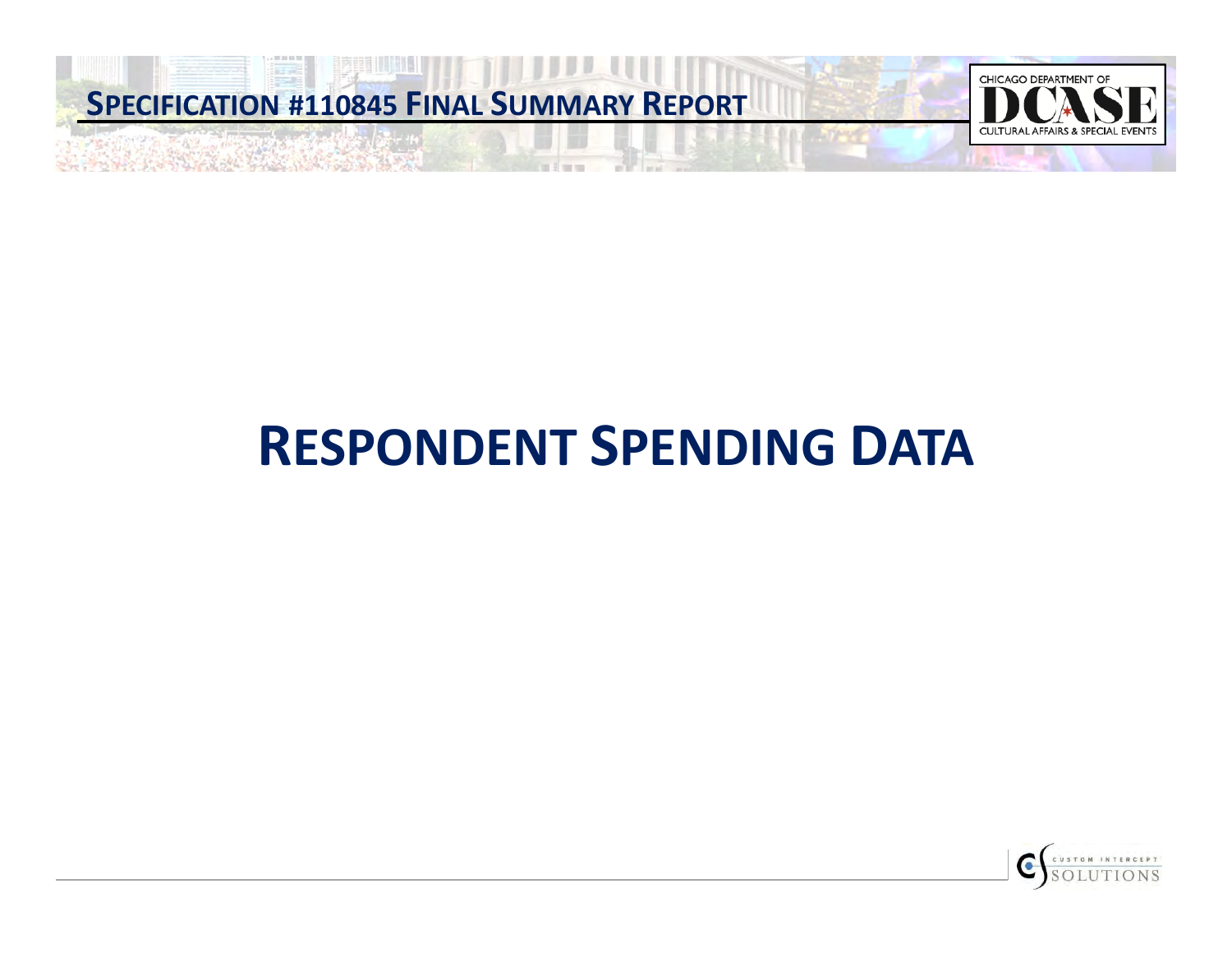# RESPONDENT SPENDING DATA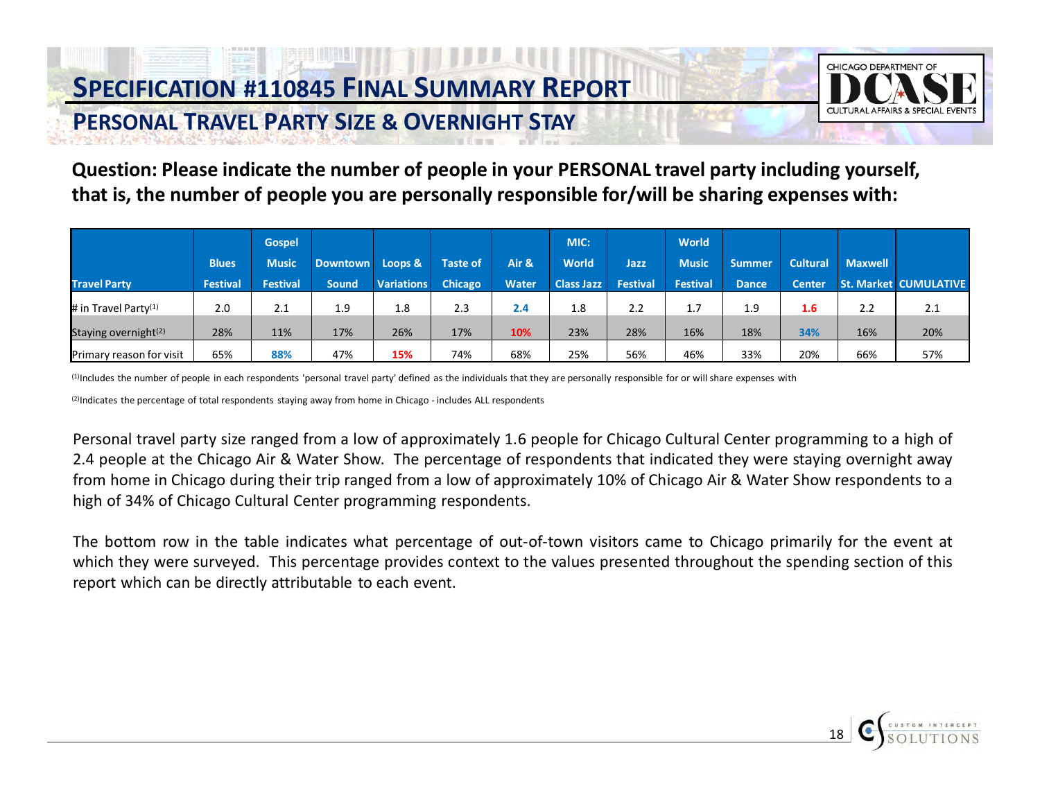# SPECIFICATION #110845 FINAL SUMMARY REPORT

## PERSONAL TRAVEL PARTY SIZE & OVERNIGHT STAY

**Question: Please indicate the number of people in your PERSONAL travel party including yourself, that is, the number of people you are personally responsible for/will be sharing expenses with:**

| Travel Party | Blues Festival | Gospel Music Festival | Downtown Sound | Loops & Variations | Taste of Chicago | Air & Water | MIC: World Class Jazz | Jazz Festival | World Music Festival | Summer Dance | Cultural Center | Maxwell St. Market | CUMULATIVE |
|---|---|---|---|---|---|---|---|---|---|---|---|---|---|
| # in Travel Party[1] | 2.0 | 2.1 | 1.9 | 1.8 | 2.3 | 2.4 | 1.8 | 2.2 | 1.7 | 1.9 | 1.6 | 2.2 | 2.1 |
| Staying overnight[2] | 28% | 11% | 17% | 26% | 17% | 10% | 23% | 28% | 16% | 18% | 34% | 16% | 20% |
| Primary reason for visit | 65% | 88% | 47% | 15% | 74% | 68% | 25% | 56% | 46% | 33% | 20% | 66% | 57% |

[1]Includes the number of people in each respondents 'personal travel party' defined as the individuals that they are personally responsible for or will share expenses with

[2]Indicates the percentage of total respondents staying away from home in Chicago - includes ALL respondents

Personal travel party size ranged from a low of approximately 1.6 people for Chicago Cultural Center programming to a high of 2.4 people at the Chicago Air & Water Show. The percentage of respondents that indicated they were staying overnight away from home in Chicago during their trip ranged from a low of approximately 10% of Chicago Air & Water Show respondents to a high of 34% of Chicago Cultural Center programming respondents.

The bottom row in the table indicates what percentage of out-of-town visitors came to Chicago primarily for the event at which they were surveyed. This percentage provides context to the values presented throughout the spending section of this report which can be directly attributable to each event.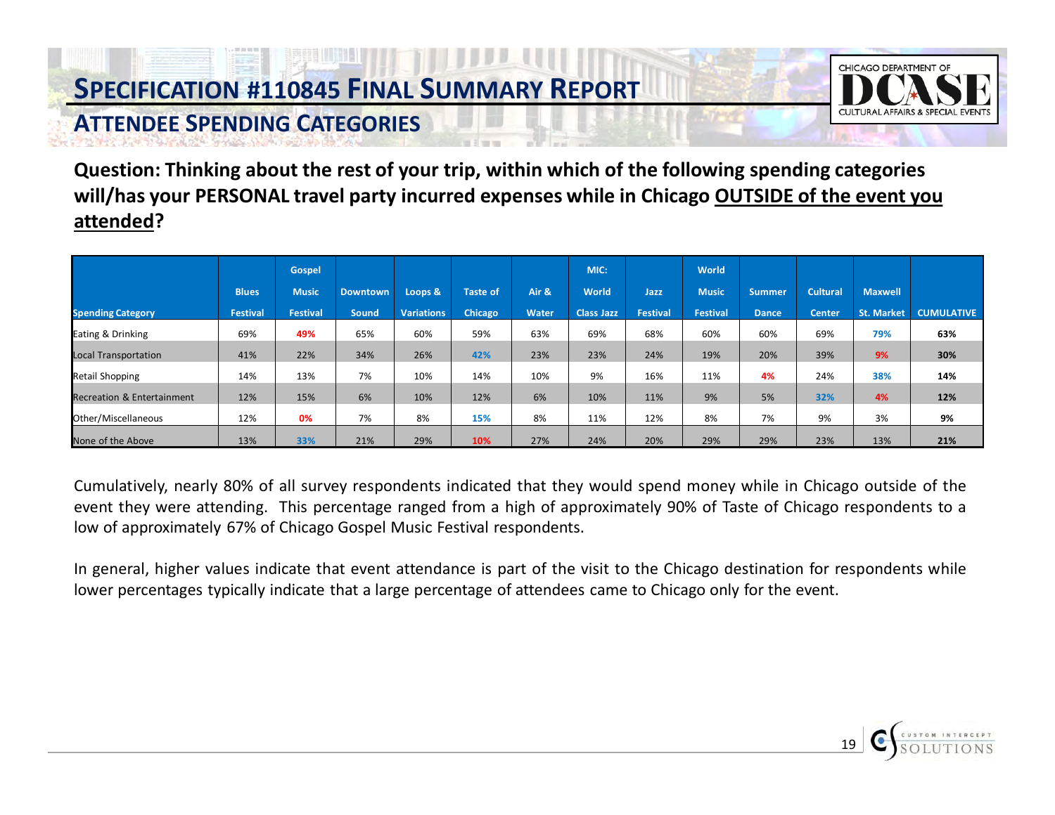# SPECIFICATION #110845 FINAL SUMMARY REPORT

## ATTENDEE SPENDING CATEGORIES

**Question: Thinking about the rest of your trip, within which of the following spending categories will/has your PERSONAL travel party incurred expenses while in Chicago OUTSIDE of the event you attended?**

| Spending Category | Blues Festival | Gospel Music Festival | Downtown Sound | Loops & Variations | Taste of Chicago | Air & Water | MIC: World Class Jazz | Jazz Festival | World Music Festival | Summer Dance | Cultural Center | Maxwell St. Market | CUMULATIVE |
|---|---|---|---|---|---|---|---|---|---|---|---|---|---|
| Eating & Drinking | 69% | 49% | 65% | 60% | 59% | 63% | 69% | 68% | 60% | 60% | 69% | 79% | **63%** |
| Local Transportation | 41% | 22% | 34% | 26% | 42% | 23% | 23% | 24% | 19% | 20% | 39% | 9% | **30%** |
| Retail Shopping | 14% | 13% | 7% | 10% | 14% | 10% | 9% | 16% | 11% | 4% | 24% | 38% | **14%** |
| Recreation & Entertainment | 12% | 15% | 6% | 10% | 12% | 6% | 10% | 11% | 9% | 5% | 32% | 4% | **12%** |
| Other/Miscellaneous | 12% | 0% | 7% | 8% | 15% | 8% | 11% | 12% | 8% | 7% | 9% | 3% | **9%** |
| None of the Above | 13% | 33% | 21% | 29% | 10% | 27% | 24% | 20% | 29% | 29% | 23% | 13% | **21%** |

Cumulatively, nearly 80% of all survey respondents indicated that they would spend money while in Chicago outside of the event they were attending. This percentage ranged from a high of approximately 90% of Taste of Chicago respondents to a low of approximately 67% of Chicago Gospel Music Festival respondents.

In general, higher values indicate that event attendance is part of the visit to the Chicago destination for respondents while lower percentages typically indicate that a large percentage of attendees came to Chicago only for the event.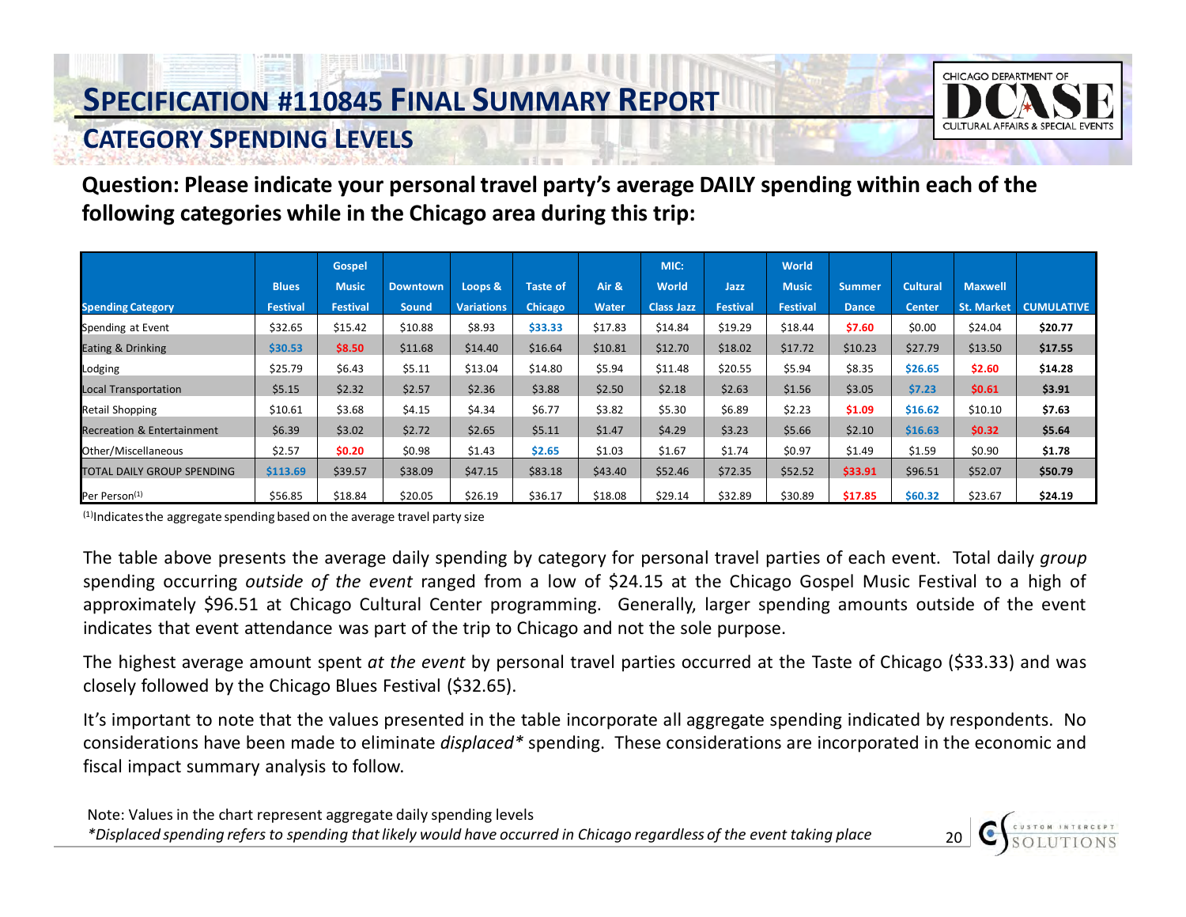# SPECIFICATION #110845 FINAL SUMMARY REPORT

## CATEGORY SPENDING LEVELS

**Question: Please indicate your personal travel party's average DAILY spending within each of the following categories while in the Chicago area during this trip:**

| Spending Category | Blues Festival | Gospel Music Festival | Downtown Sound | Loops & Variations | Taste of Chicago | Air & Water | MIC: World Class Jazz | Jazz Festival | World Music Festival | Summer Dance | Cultural Center | Maxwell St. Market | CUMULATIVE |
|---|---|---|---|---|---|---|---|---|---|---|---|---|---|
| Spending at Event | $32.65 | $15.42 | $10.88 | $8.93 | **$33.33** | $17.83 | $14.84 | $19.29 | $18.44 | **$7.60** | $0.00 | $24.04 | **$20.77** |
| Eating & Drinking | **$30.53** | **$8.50** | $11.68 | $14.40 | $16.64 | $10.81 | $12.70 | $18.02 | $17.72 | $10.23 | $27.79 | $13.50 | **$17.55** |
| Lodging | $25.79 | $6.43 | $5.11 | $13.04 | $14.80 | $5.94 | $11.48 | $20.55 | $5.94 | $8.35 | **$26.65** | **$2.60** | **$14.28** |
| Local Transportation | $5.15 | $2.32 | $2.57 | $2.36 | $3.88 | $2.50 | $2.18 | $2.63 | $1.56 | $3.05 | **$7.23** | **$0.61** | **$3.91** |
| Retail Shopping | $10.61 | $3.68 | $4.15 | $4.34 | $6.77 | $3.82 | $5.30 | $6.89 | $2.23 | **$1.09** | **$16.62** | $10.10 | **$7.63** |
| Recreation & Entertainment | $6.39 | $3.02 | $2.72 | $2.65 | $5.11 | $1.47 | $4.29 | $3.23 | $5.66 | $2.10 | **$16.63** | **$0.32** | **$5.64** |
| Other/Miscellaneous | $2.57 | **$0.20** | $0.98 | $1.43 | **$2.65** | $1.03 | $1.67 | $1.74 | $0.97 | $1.49 | $1.59 | $0.90 | **$1.78** |
| TOTAL DAILY GROUP SPENDING | **$113.69** | $39.57 | $38.09 | $47.15 | $83.18 | $43.40 | $52.46 | $72.35 | $52.52 | **$33.91** | $96.51 | $52.07 | **$50.79** |
| Per Person[(1)] | $56.85 | $18.84 | $20.05 | $26.19 | $36.17 | $18.08 | $29.14 | $32.89 | $30.89 | **$17.85** | **$60.32** | $23.67 | **$24.19** |

[(1)]Indicates the aggregate spending based on the average travel party size

The table above presents the average daily spending by category for personal travel parties of each event. Total daily *group* spending occurring *outside of the event* ranged from a low of $24.15 at the Chicago Gospel Music Festival to a high of approximately $96.51 at Chicago Cultural Center programming. Generally, larger spending amounts outside of the event indicates that event attendance was part of the trip to Chicago and not the sole purpose.

The highest average amount spent *at the event* by personal travel parties occurred at the Taste of Chicago ($33.33) and was closely followed by the Chicago Blues Festival ($32.65).

It's important to note that the values presented in the table incorporate all aggregate spending indicated by respondents. No considerations have been made to eliminate *displaced** spending. These considerations are incorporated in the economic and fiscal impact summary analysis to follow.

Note: Values in the chart represent aggregate daily spending levels

**Displaced spending refers to spending that likely would have occurred in Chicago regardless of the event taking place*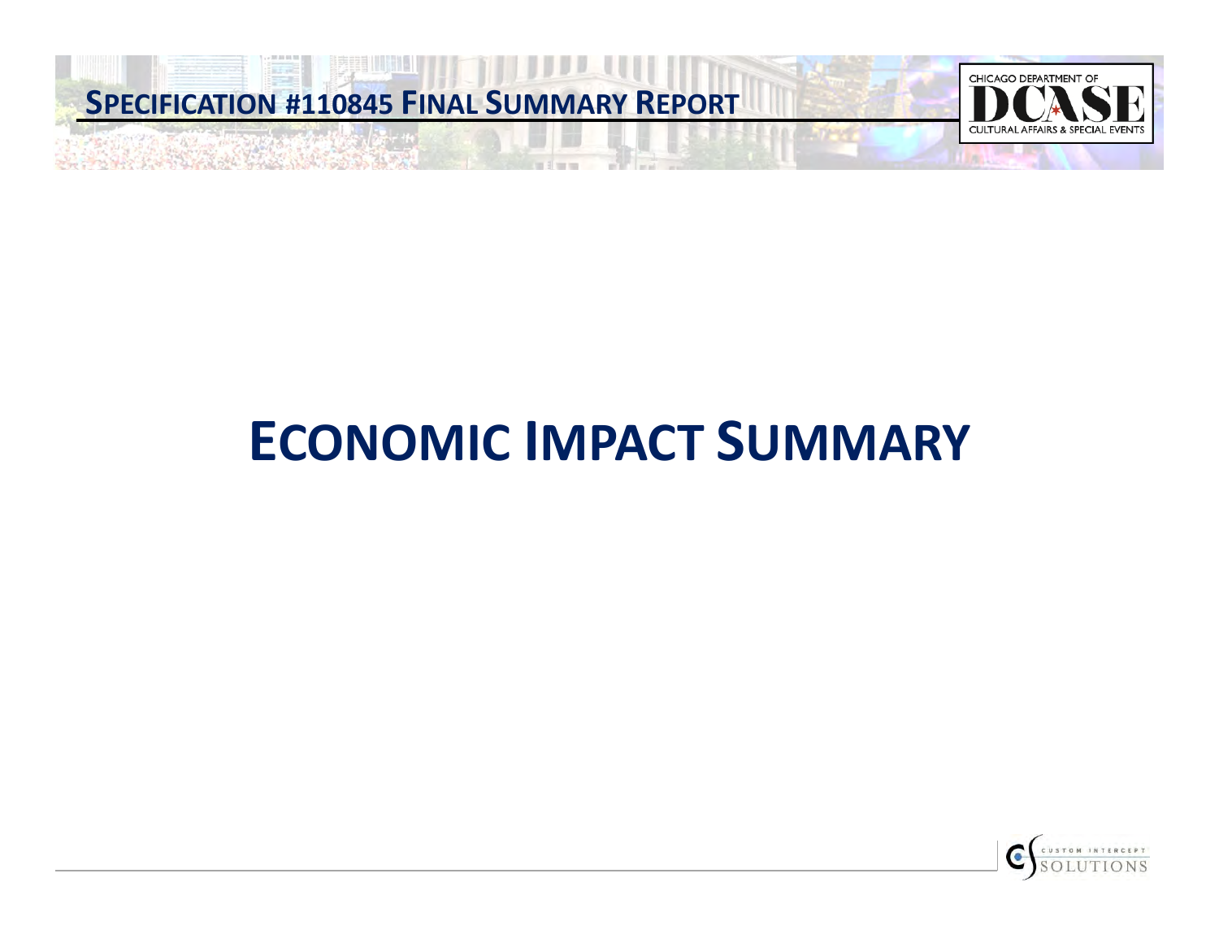# ECONOMIC IMPACT SUMMARY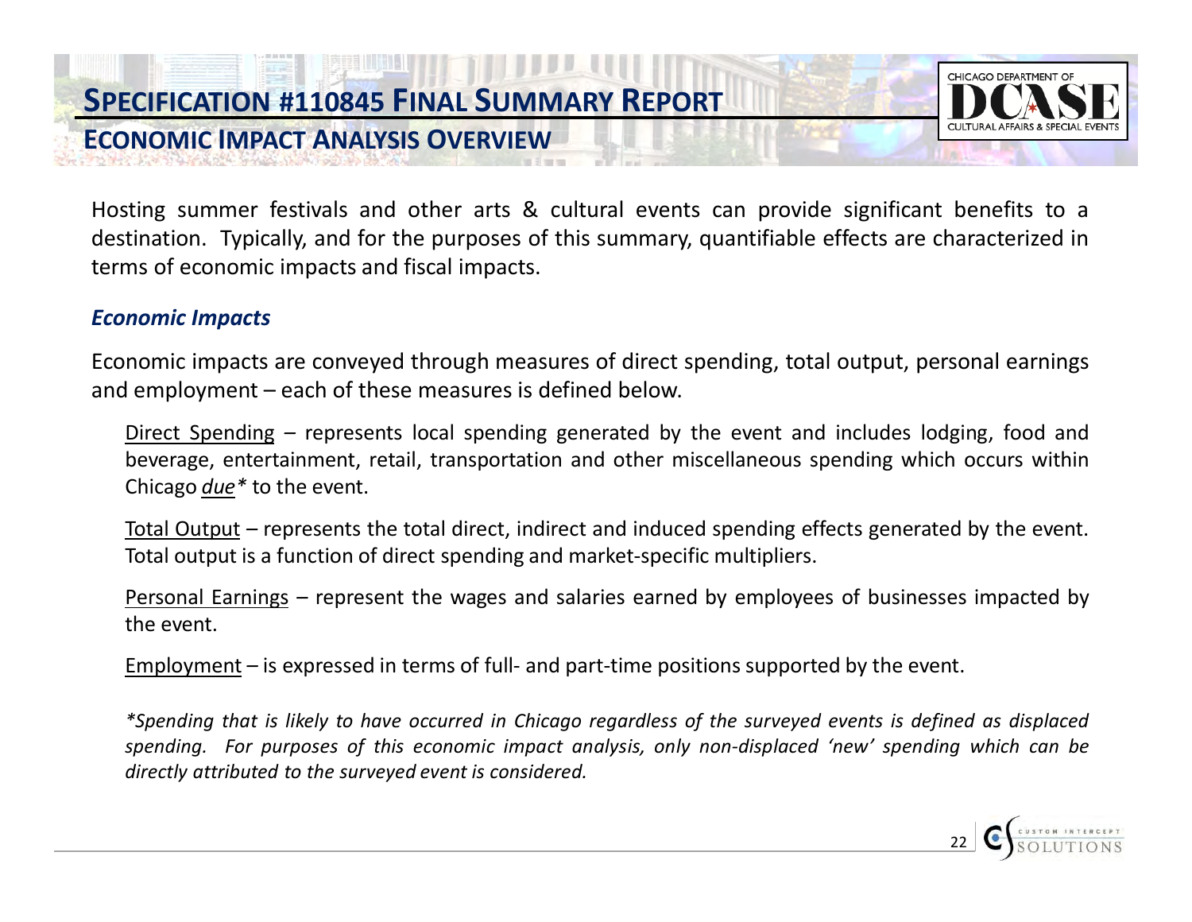# Specification #110845 Final Summary Report

## Economic Impact Analysis Overview

Hosting summer festivals and other arts & cultural events can provide significant benefits to a destination. Typically, and for the purposes of this summary, quantifiable effects are characterized in terms of economic impacts and fiscal impacts.

### *Economic Impacts*

Economic impacts are conveyed through measures of direct spending, total output, personal earnings and employment – each of these measures is defined below.

<u>Direct Spending</u> – represents local spending generated by the event and includes lodging, food and beverage, entertainment, retail, transportation and other miscellaneous spending which occurs within Chicago <u>*due*</u>* to the event.

<u>Total Output</u> – represents the total direct, indirect and induced spending effects generated by the event. Total output is a function of direct spending and market-specific multipliers.

<u>Personal Earnings</u> – represent the wages and salaries earned by employees of businesses impacted by the event.

<u>Employment</u> – is expressed in terms of full- and part-time positions supported by the event.

*\*Spending that is likely to have occurred in Chicago regardless of the surveyed events is defined as displaced spending. For purposes of this economic impact analysis, only non-displaced 'new' spending which can be directly attributed to the surveyed event is considered.*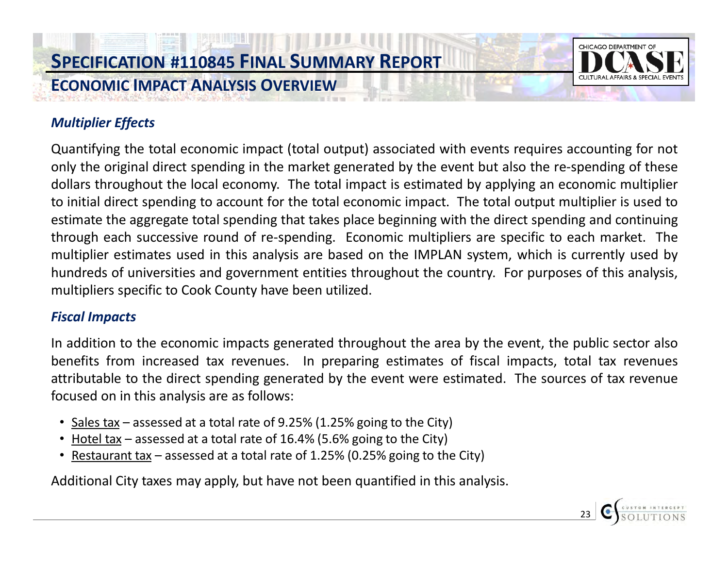# Specification #110845 Final Summary Report

## Economic Impact Analysis Overview

### *Multiplier Effects*

Quantifying the total economic impact (total output) associated with events requires accounting for not only the original direct spending in the market generated by the event but also the re-spending of these dollars throughout the local economy. The total impact is estimated by applying an economic multiplier to initial direct spending to account for the total economic impact. The total output multiplier is used to estimate the aggregate total spending that takes place beginning with the direct spending and continuing through each successive round of re-spending. Economic multipliers are specific to each market. The multiplier estimates used in this analysis are based on the IMPLAN system, which is currently used by hundreds of universities and government entities throughout the country. For purposes of this analysis, multipliers specific to Cook County have been utilized.

### *Fiscal Impacts*

In addition to the economic impacts generated throughout the area by the event, the public sector also benefits from increased tax revenues. In preparing estimates of fiscal impacts, total tax revenues attributable to the direct spending generated by the event were estimated. The sources of tax revenue focused on in this analysis are as follows:

- Sales tax – assessed at a total rate of 9.25% (1.25% going to the City)
- Hotel tax – assessed at a total rate of 16.4% (5.6% going to the City)
- Restaurant tax – assessed at a total rate of 1.25% (0.25% going to the City)

Additional City taxes may apply, but have not been quantified in this analysis.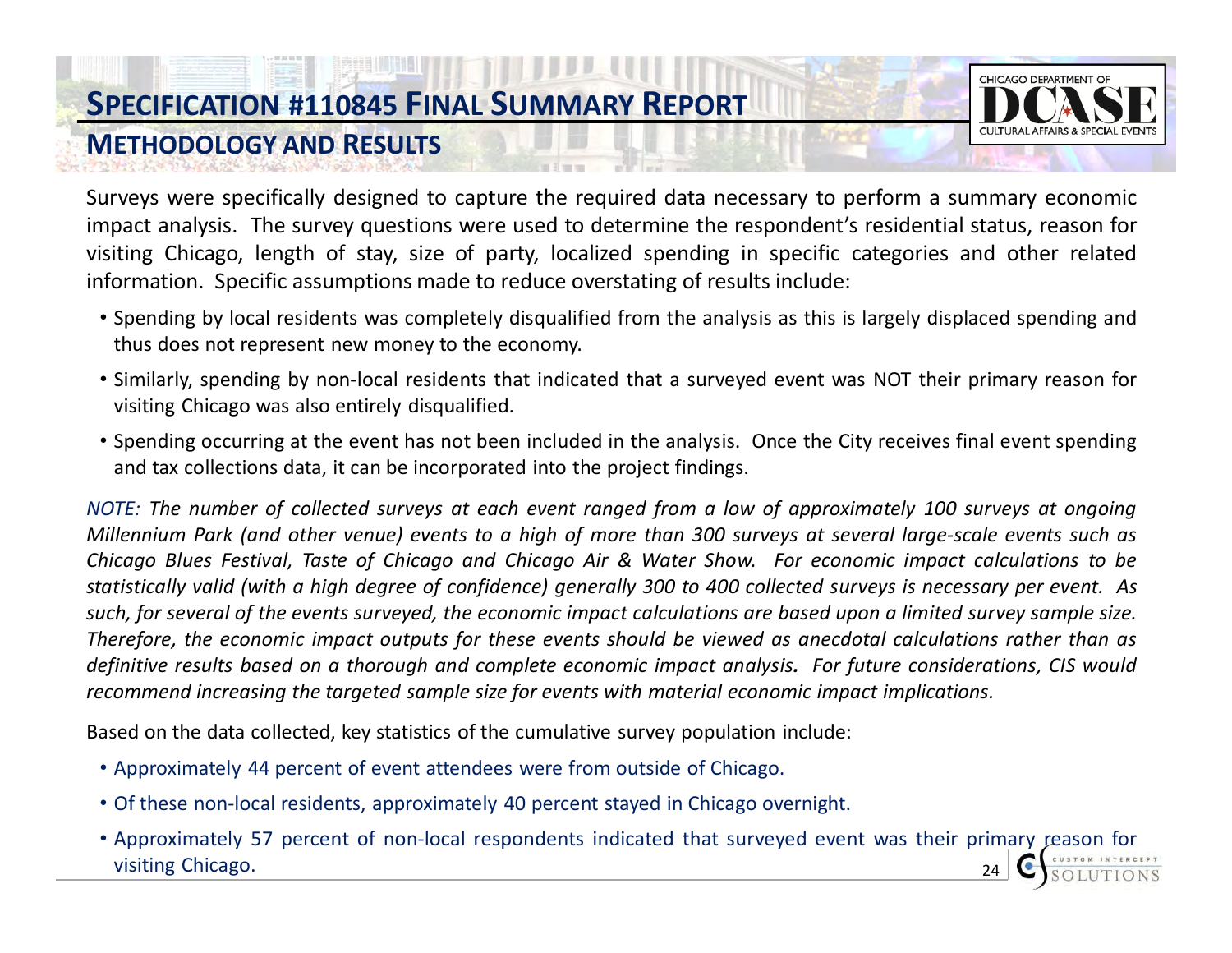# SPECIFICATION #110845 FINAL SUMMARY REPORT

## METHODOLOGY AND RESULTS

Surveys were specifically designed to capture the required data necessary to perform a summary economic impact analysis. The survey questions were used to determine the respondent's residential status, reason for visiting Chicago, length of stay, size of party, localized spending in specific categories and other related information. Specific assumptions made to reduce overstating of results include:

- Spending by local residents was completely disqualified from the analysis as this is largely displaced spending and thus does not represent new money to the economy.
- Similarly, spending by non-local residents that indicated that a surveyed event was NOT their primary reason for visiting Chicago was also entirely disqualified.
- Spending occurring at the event has not been included in the analysis. Once the City receives final event spending and tax collections data, it can be incorporated into the project findings.

*NOTE: The number of collected surveys at each event ranged from a low of approximately 100 surveys at ongoing Millennium Park (and other venue) events to a high of more than 300 surveys at several large-scale events such as Chicago Blues Festival, Taste of Chicago and Chicago Air & Water Show. For economic impact calculations to be statistically valid (with a high degree of confidence) generally 300 to 400 collected surveys is necessary per event. As such, for several of the events surveyed, the economic impact calculations are based upon a limited survey sample size. Therefore, the economic impact outputs for these events should be viewed as anecdotal calculations rather than as definitive results based on a thorough and complete economic impact analysis.* ***For future considerations, CIS would recommend increasing the targeted sample size for events with material economic impact implications.***

Based on the data collected, key statistics of the cumulative survey population include:

- Approximately 44 percent of event attendees were from outside of Chicago.
- Of these non-local residents, approximately 40 percent stayed in Chicago overnight.
- Approximately 57 percent of non-local respondents indicated that surveyed event was their primary reason for visiting Chicago.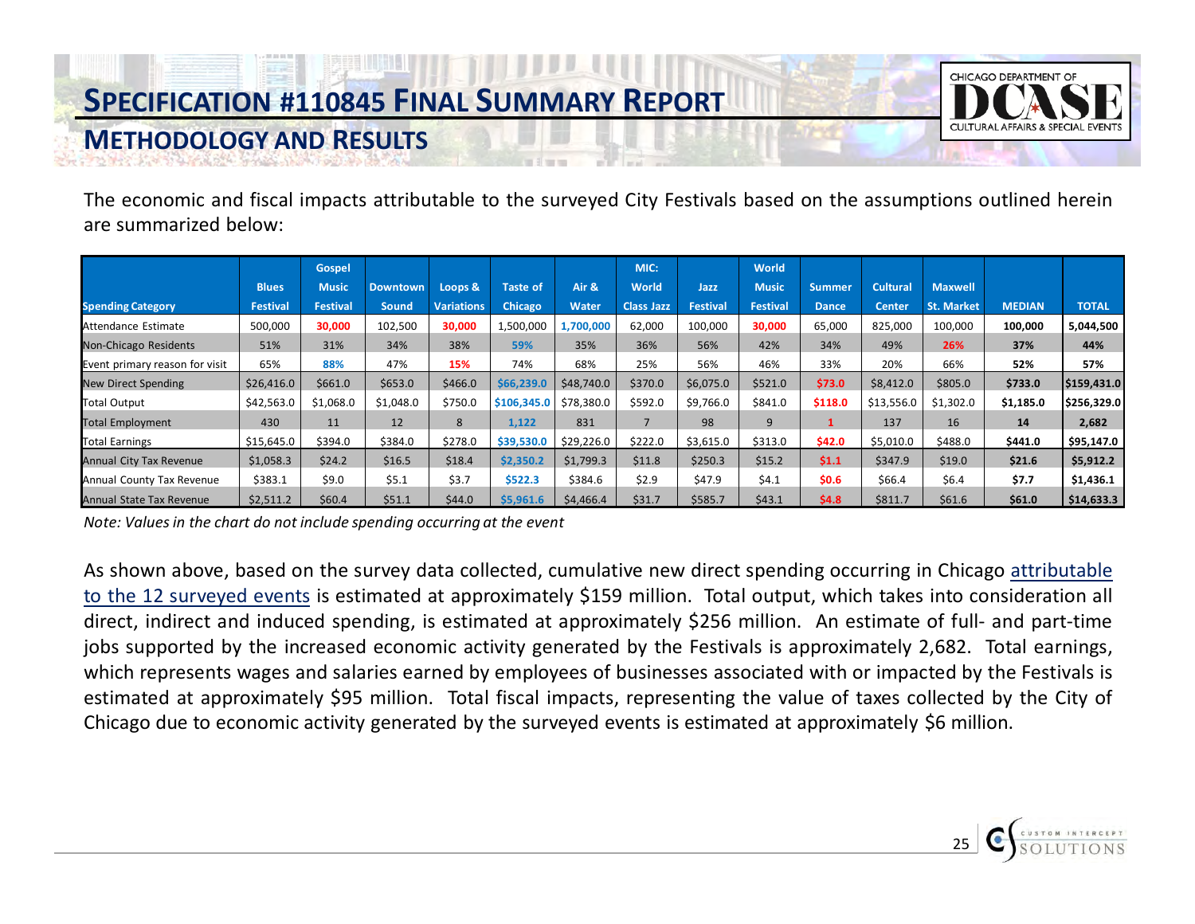# SPECIFICATION #110845 FINAL SUMMARY REPORT

## METHODOLOGY AND RESULTS

The economic and fiscal impacts attributable to the surveyed City Festivals based on the assumptions outlined herein are summarized below:

| Spending Category | Blues Festival | Gospel Music Festival | Downtown Sound | Loops & Variations | Taste of Chicago | Air & Water | MIC: World Class Jazz | Jazz Festival | World Music Festival | Summer Dance | Cultural Center | Maxwell St. Market | MEDIAN | TOTAL |
|---|---|---|---|---|---|---|---|---|---|---|---|---|---|---|
| Attendance Estimate | 500,000 | 30,000 | 102,500 | 30,000 | 1,500,000 | 1,700,000 | 62,000 | 100,000 | 30,000 | 65,000 | 825,000 | 100,000 | **100,000** | **5,044,500** |
| Non-Chicago Residents | 51% | 31% | 34% | 38% | 59% | 35% | 36% | 56% | 42% | 34% | 49% | 26% | **37%** | **44%** |
| Event primary reason for visit | 65% | 88% | 47% | 15% | 74% | 68% | 25% | 56% | 46% | 33% | 20% | 66% | **52%** | **57%** |
| New Direct Spending | $26,416.0 | $661.0 | $653.0 | $466.0 | $66,239.0 | $48,740.0 | $370.0 | $6,075.0 | $521.0 | $73.0 | $8,412.0 | $805.0 | **$733.0** | **$159,431.0** |
| Total Output | $42,563.0 | $1,068.0 | $1,048.0 | $750.0 | $106,345.0 | $78,380.0 | $592.0 | $9,766.0 | $841.0 | $118.0 | $13,556.0 | $1,302.0 | **$1,185.0** | **$256,329.0** |
| Total Employment | 430 | 11 | 12 | 8 | 1,122 | 831 | 7 | 98 | 9 | 1 | 137 | 16 | **14** | **2,682** |
| Total Earnings | $15,645.0 | $394.0 | $384.0 | $278.0 | $39,530.0 | $29,226.0 | $222.0 | $3,615.0 | $313.0 | $42.0 | $5,010.0 | $488.0 | **$441.0** | **$95,147.0** |
| Annual City Tax Revenue | $1,058.3 | $24.2 | $16.5 | $18.4 | $2,350.2 | $1,799.3 | $11.8 | $250.3 | $15.2 | $1.1 | $347.9 | $19.0 | **$21.6** | **$5,912.2** |
| Annual County Tax Revenue | $383.1 | $9.0 | $5.1 | $3.7 | $522.3 | $384.6 | $2.9 | $47.9 | $4.1 | $0.6 | $66.4 | $6.4 | **$7.7** | **$1,436.1** |
| Annual State Tax Revenue | $2,511.2 | $60.4 | $51.1 | $44.0 | $5,961.6 | $4,466.4 | $31.7 | $585.7 | $43.1 | $4.8 | $811.7 | $61.6 | **$61.0** | **$14,633.3** |

*Note: Values in the chart do not include spending occurring at the event*

As shown above, based on the survey data collected, cumulative new direct spending occurring in Chicago attributable to the 12 surveyed events is estimated at approximately $159 million. Total output, which takes into consideration all direct, indirect and induced spending, is estimated at approximately $256 million. An estimate of full- and part-time jobs supported by the increased economic activity generated by the Festivals is approximately 2,682. Total earnings, which represents wages and salaries earned by employees of businesses associated with or impacted by the Festivals is estimated at approximately $95 million. Total fiscal impacts, representing the value of taxes collected by the City of Chicago due to economic activity generated by the surveyed events is estimated at approximately $6 million.